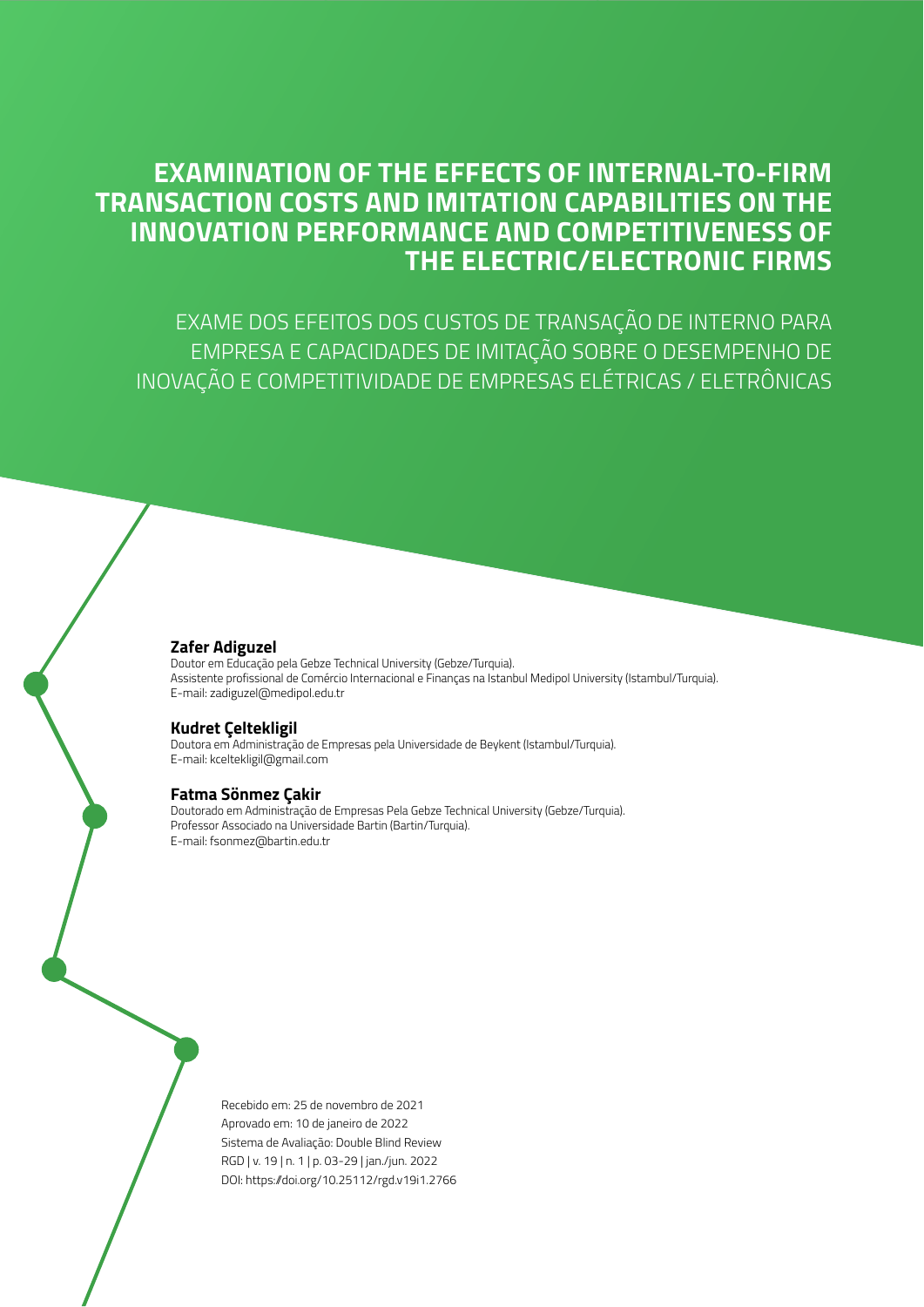# EXAMINATION OF THE EFFECTS OF INTERNAL-TO-FIRM TRANSACTION COSTS AND IMITATION CAPABILITIES ON THE INNOVATION PERFORMANCE AND COMPETITIVENESS OF THE ELECTRIC/ELECTRONIC FIRMS

## EXAME DOS EFEITOS DOS CUSTOS DE TRANSAÇÃO DE INTERNO PARA EMPRESA E CAPACIDADES DE IMITAÇÃO SOBRE O DESEMPENHO DE INOVAÇÃO E COMPETITIVIDADE DE EMPRESAS ELÉTRICAS / ELETRÔNICAS

**Zafer Adiguzel**
Doutor em Educação pela Gebze Technical University (Gebze/Turquia).
Assistente profissional de Comércio Internacional e Finanças na Istanbul Medipol University (Istambul/Turquia).
E-mail: zadiguzel@medipol.edu.tr

**Kudret Çeltekligil**
Doutora em Administração de Empresas pela Universidade de Beykent (Istambul/Turquia).
E-mail: kceltekligil@gmail.com

**Fatma Sönmez Çakir**
Doutorado em Administração de Empresas Pela Gebze Technical University (Gebze/Turquia).
Professor Associado na Universidade Bartin (Bartin/Turquia).
E-mail: fsonmez@bartin.edu.tr

Recebido em: 25 de novembro de 2021
Aprovado em: 10 de janeiro de 2022
Sistema de Avaliação: Double Blind Review
RGD | v. 19 | n. 1 | p. 03-29 | jan./jun. 2022
DOI: https://doi.org/10.25112/rgd.v19i1.2766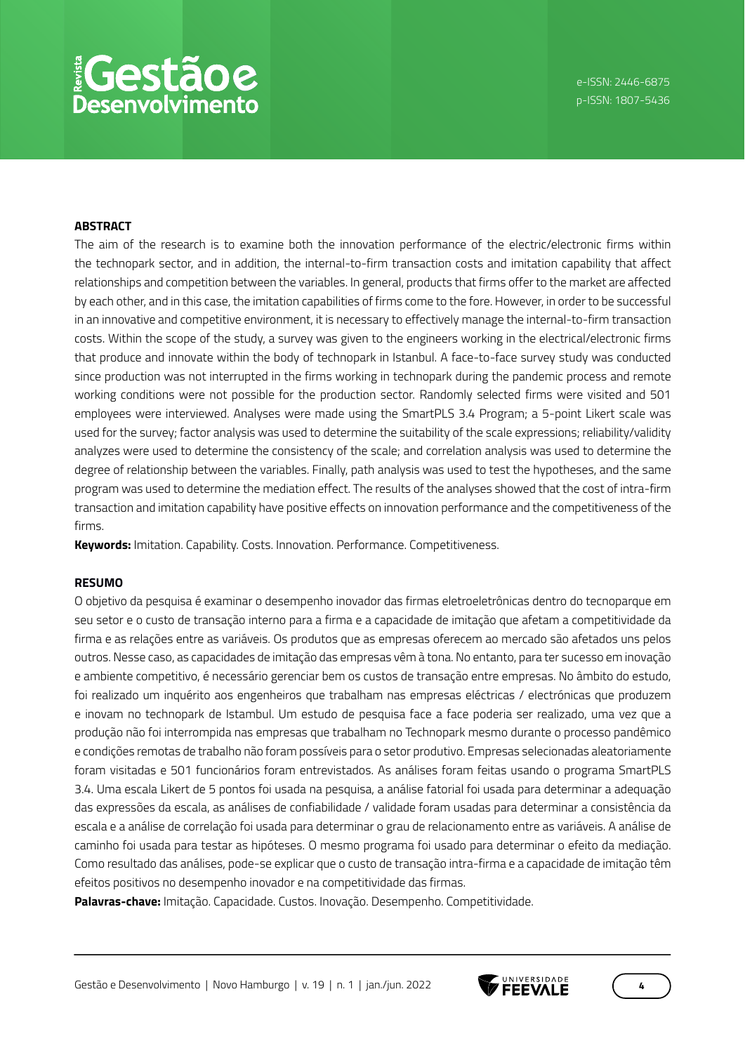**ABSTRACT**

The aim of the research is to examine both the innovation performance of the electric/electronic firms within the technopark sector, and in addition, the internal-to-firm transaction costs and imitation capability that affect relationships and competition between the variables. In general, products that firms offer to the market are affected by each other, and in this case, the imitation capabilities of firms come to the fore. However, in order to be successful in an innovative and competitive environment, it is necessary to effectively manage the internal-to-firm transaction costs. Within the scope of the study, a survey was given to the engineers working in the electrical/electronic firms that produce and innovate within the body of technopark in Istanbul. A face-to-face survey study was conducted since production was not interrupted in the firms working in technopark during the pandemic process and remote working conditions were not possible for the production sector. Randomly selected firms were visited and 501 employees were interviewed. Analyses were made using the SmartPLS 3.4 Program; a 5-point Likert scale was used for the survey; factor analysis was used to determine the suitability of the scale expressions; reliability/validity analyzes were used to determine the consistency of the scale; and correlation analysis was used to determine the degree of relationship between the variables. Finally, path analysis was used to test the hypotheses, and the same program was used to determine the mediation effect. The results of the analyses showed that the cost of intra-firm transaction and imitation capability have positive effects on innovation performance and the competitiveness of the firms.

**Keywords:** Imitation. Capability. Costs. Innovation. Performance. Competitiveness.

**RESUMO**

O objetivo da pesquisa é examinar o desempenho inovador das firmas eletroeletrônicas dentro do tecnoparque em seu setor e o custo de transação interno para a firma e a capacidade de imitação que afetam a competitividade da firma e as relações entre as variáveis. Os produtos que as empresas oferecem ao mercado são afetados uns pelos outros. Nesse caso, as capacidades de imitação das empresas vêm à tona. No entanto, para ter sucesso em inovação e ambiente competitivo, é necessário gerenciar bem os custos de transação entre empresas. No âmbito do estudo, foi realizado um inquérito aos engenheiros que trabalham nas empresas eléctricas / electrónicas que produzem e inovam no technopark de Istambul. Um estudo de pesquisa face a face poderia ser realizado, uma vez que a produção não foi interrompida nas empresas que trabalham no Technopark mesmo durante o processo pandêmico e condições remotas de trabalho não foram possíveis para o setor produtivo. Empresas selecionadas aleatoriamente foram visitadas e 501 funcionários foram entrevistados. As análises foram feitas usando o programa SmartPLS 3.4. Uma escala Likert de 5 pontos foi usada na pesquisa, a análise fatorial foi usada para determinar a adequação das expressões da escala, as análises de confiabilidade / validade foram usadas para determinar a consistência da escala e a análise de correlação foi usada para determinar o grau de relacionamento entre as variáveis. A análise de caminho foi usada para testar as hipóteses. O mesmo programa foi usado para determinar o efeito da mediação. Como resultado das análises, pode-se explicar que o custo de transação intra-firma e a capacidade de imitação têm efeitos positivos no desempenho inovador e na competitividade das firmas.

**Palavras-chave:** Imitação. Capacidade. Custos. Inovação. Desempenho. Competitividade.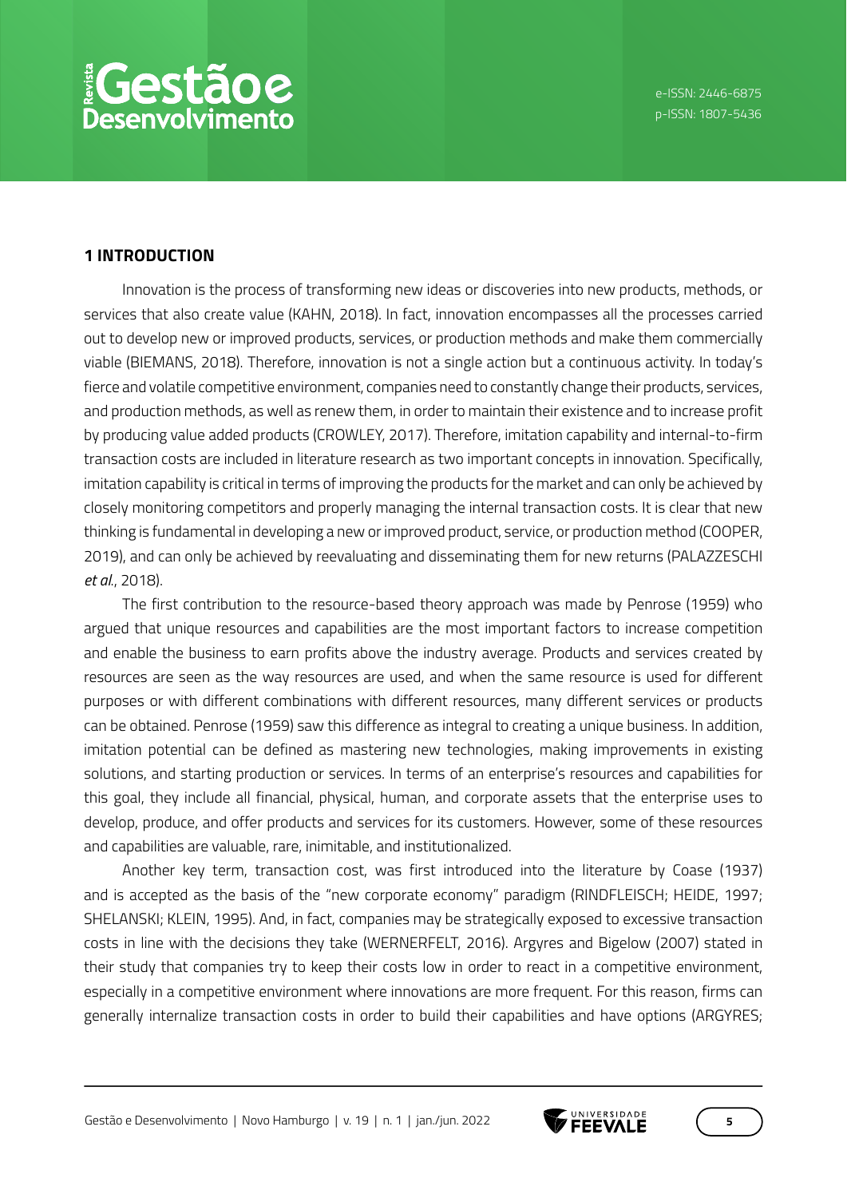## 1 INTRODUCTION

Innovation is the process of transforming new ideas or discoveries into new products, methods, or services that also create value (KAHN, 2018). In fact, innovation encompasses all the processes carried out to develop new or improved products, services, or production methods and make them commercially viable (BIEMANS, 2018). Therefore, innovation is not a single action but a continuous activity. In today's fierce and volatile competitive environment, companies need to constantly change their products, services, and production methods, as well as renew them, in order to maintain their existence and to increase profit by producing value added products (CROWLEY, 2017). Therefore, imitation capability and internal-to-firm transaction costs are included in literature research as two important concepts in innovation. Specifically, imitation capability is critical in terms of improving the products for the market and can only be achieved by closely monitoring competitors and properly managing the internal transaction costs. It is clear that new thinking is fundamental in developing a new or improved product, service, or production method (COOPER, 2019), and can only be achieved by reevaluating and disseminating them for new returns (PALAZZESCHI *et al.*, 2018).

The first contribution to the resource-based theory approach was made by Penrose (1959) who argued that unique resources and capabilities are the most important factors to increase competition and enable the business to earn profits above the industry average. Products and services created by resources are seen as the way resources are used, and when the same resource is used for different purposes or with different combinations with different resources, many different services or products can be obtained. Penrose (1959) saw this difference as integral to creating a unique business. In addition, imitation potential can be defined as mastering new technologies, making improvements in existing solutions, and starting production or services. In terms of an enterprise's resources and capabilities for this goal, they include all financial, physical, human, and corporate assets that the enterprise uses to develop, produce, and offer products and services for its customers. However, some of these resources and capabilities are valuable, rare, inimitable, and institutionalized.

Another key term, transaction cost, was first introduced into the literature by Coase (1937) and is accepted as the basis of the "new corporate economy" paradigm (RINDFLEISCH; HEIDE, 1997; SHELANSKI; KLEIN, 1995). And, in fact, companies may be strategically exposed to excessive transaction costs in line with the decisions they take (WERNERFELT, 2016). Argyres and Bigelow (2007) stated in their study that companies try to keep their costs low in order to react in a competitive environment, especially in a competitive environment where innovations are more frequent. For this reason, firms can generally internalize transaction costs in order to build their capabilities and have options (ARGYRES;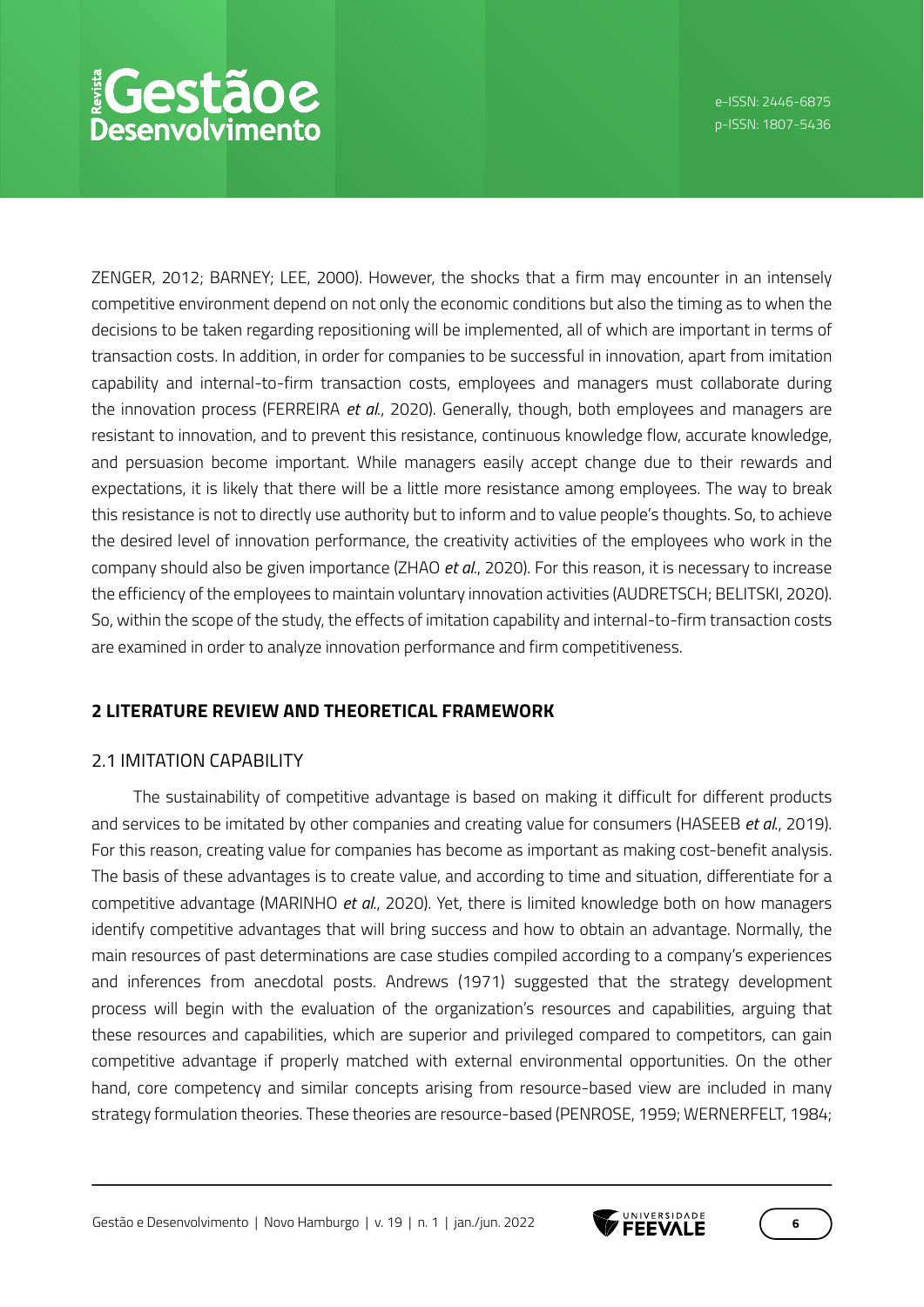ZENGER, 2012; BARNEY; LEE, 2000). However, the shocks that a firm may encounter in an intensely competitive environment depend on not only the economic conditions but also the timing as to when the decisions to be taken regarding repositioning will be implemented, all of which are important in terms of transaction costs. In addition, in order for companies to be successful in innovation, apart from imitation capability and internal-to-firm transaction costs, employees and managers must collaborate during the innovation process (FERREIRA *et al.*, 2020). Generally, though, both employees and managers are resistant to innovation, and to prevent this resistance, continuous knowledge flow, accurate knowledge, and persuasion become important. While managers easily accept change due to their rewards and expectations, it is likely that there will be a little more resistance among employees. The way to break this resistance is not to directly use authority but to inform and to value people's thoughts. So, to achieve the desired level of innovation performance, the creativity activities of the employees who work in the company should also be given importance (ZHAO *et al.*, 2020). For this reason, it is necessary to increase the efficiency of the employees to maintain voluntary innovation activities (AUDRETSCH; BELITSKI, 2020). So, within the scope of the study, the effects of imitation capability and internal-to-firm transaction costs are examined in order to analyze innovation performance and firm competitiveness.

## 2 LITERATURE REVIEW AND THEORETICAL FRAMEWORK

### 2.1 IMITATION CAPABILITY

The sustainability of competitive advantage is based on making it difficult for different products and services to be imitated by other companies and creating value for consumers (HASEEB *et al.*, 2019). For this reason, creating value for companies has become as important as making cost-benefit analysis. The basis of these advantages is to create value, and according to time and situation, differentiate for a competitive advantage (MARINHO *et al.*, 2020). Yet, there is limited knowledge both on how managers identify competitive advantages that will bring success and how to obtain an advantage. Normally, the main resources of past determinations are case studies compiled according to a company's experiences and inferences from anecdotal posts. Andrews (1971) suggested that the strategy development process will begin with the evaluation of the organization's resources and capabilities, arguing that these resources and capabilities, which are superior and privileged compared to competitors, can gain competitive advantage if properly matched with external environmental opportunities. On the other hand, core competency and similar concepts arising from resource-based view are included in many strategy formulation theories. These theories are resource-based (PENROSE, 1959; WERNERFELT, 1984;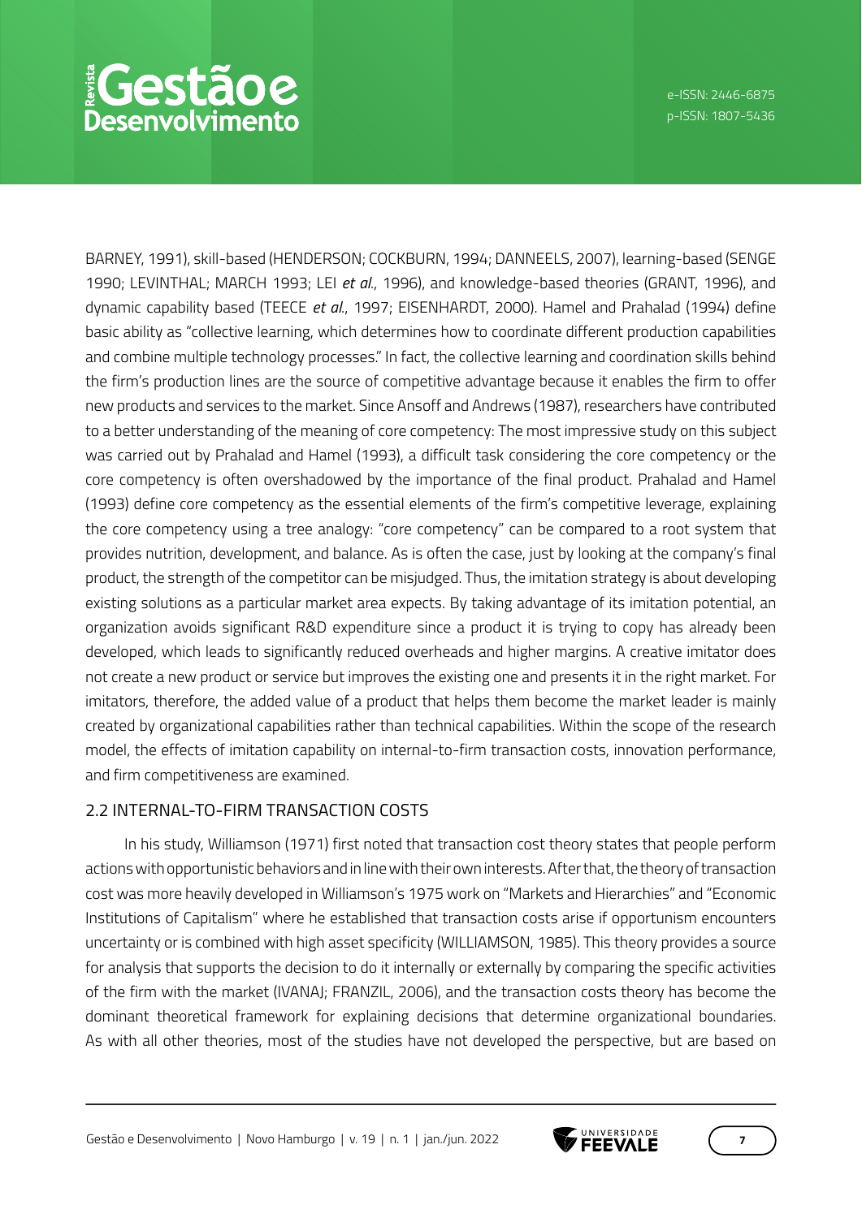BARNEY, 1991), skill-based (HENDERSON; COCKBURN, 1994; DANNEELS, 2007), learning-based (SENGE 1990; LEVINTHAL; MARCH 1993; LEI *et al.*, 1996), and knowledge-based theories (GRANT, 1996), and dynamic capability based (TEECE *et al.*, 1997; EISENHARDT, 2000). Hamel and Prahalad (1994) define basic ability as "collective learning, which determines how to coordinate different production capabilities and combine multiple technology processes." In fact, the collective learning and coordination skills behind the firm's production lines are the source of competitive advantage because it enables the firm to offer new products and services to the market. Since Ansoff and Andrews (1987), researchers have contributed to a better understanding of the meaning of core competency: The most impressive study on this subject was carried out by Prahalad and Hamel (1993), a difficult task considering the core competency or the core competency is often overshadowed by the importance of the final product. Prahalad and Hamel (1993) define core competency as the essential elements of the firm's competitive leverage, explaining the core competency using a tree analogy: "core competency" can be compared to a root system that provides nutrition, development, and balance. As is often the case, just by looking at the company's final product, the strength of the competitor can be misjudged. Thus, the imitation strategy is about developing existing solutions as a particular market area expects. By taking advantage of its imitation potential, an organization avoids significant R&D expenditure since a product it is trying to copy has already been developed, which leads to significantly reduced overheads and higher margins. A creative imitator does not create a new product or service but improves the existing one and presents it in the right market. For imitators, therefore, the added value of a product that helps them become the market leader is mainly created by organizational capabilities rather than technical capabilities. Within the scope of the research model, the effects of imitation capability on internal-to-firm transaction costs, innovation performance, and firm competitiveness are examined.

## 2.2 INTERNAL-TO-FIRM TRANSACTION COSTS

In his study, Williamson (1971) first noted that transaction cost theory states that people perform actions with opportunistic behaviors and in line with their own interests. After that, the theory of transaction cost was more heavily developed in Williamson's 1975 work on "Markets and Hierarchies" and "Economic Institutions of Capitalism" where he established that transaction costs arise if opportunism encounters uncertainty or is combined with high asset specificity (WILLIAMSON, 1985). This theory provides a source for analysis that supports the decision to do it internally or externally by comparing the specific activities of the firm with the market (IVANAJ; FRANZIL, 2006), and the transaction costs theory has become the dominant theoretical framework for explaining decisions that determine organizational boundaries. As with all other theories, most of the studies have not developed the perspective, but are based on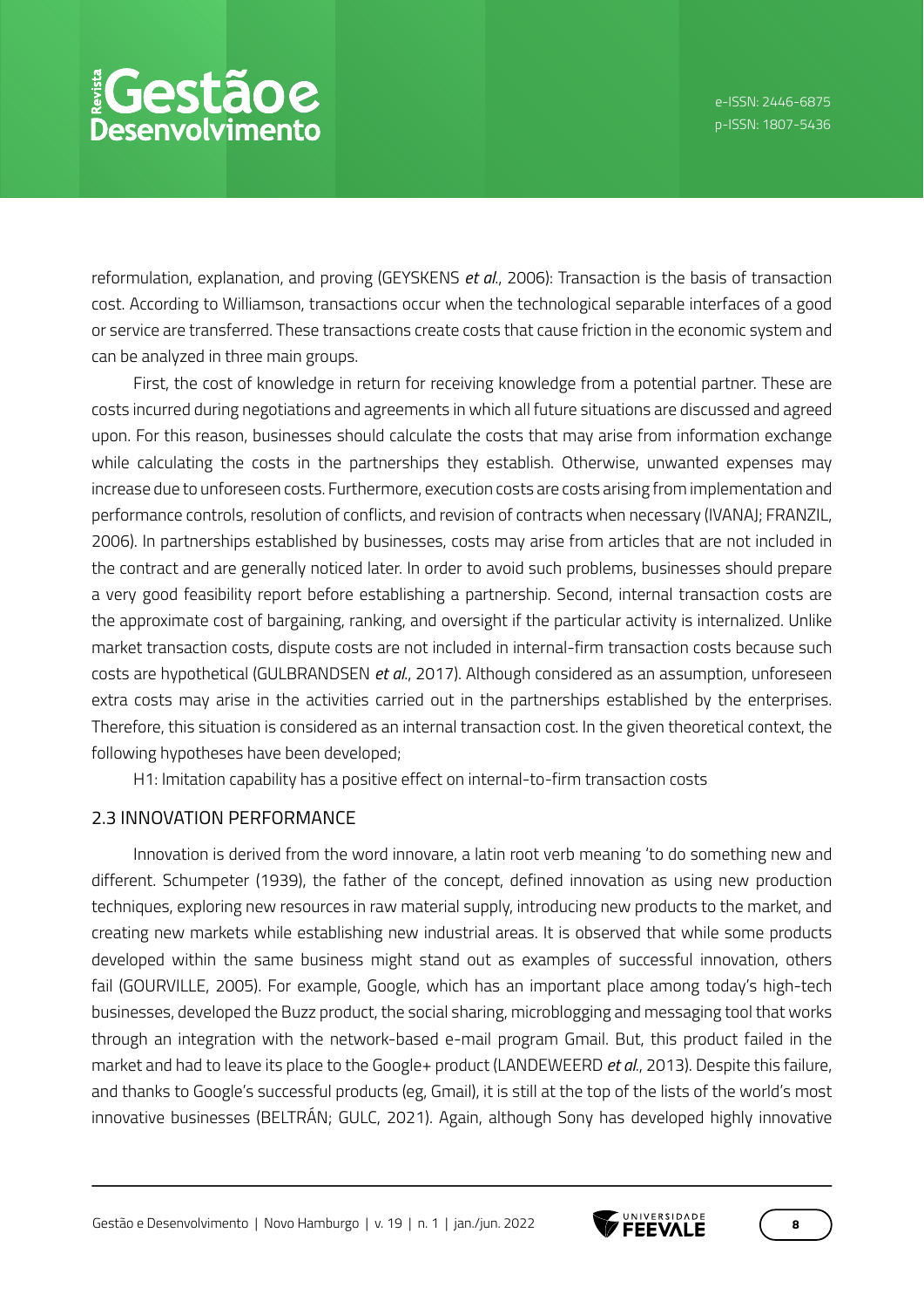reformulation, explanation, and proving (GEYSKENS *et al.*, 2006): Transaction is the basis of transaction cost. According to Williamson, transactions occur when the technological separable interfaces of a good or service are transferred. These transactions create costs that cause friction in the economic system and can be analyzed in three main groups.

First, the cost of knowledge in return for receiving knowledge from a potential partner. These are costs incurred during negotiations and agreements in which all future situations are discussed and agreed upon. For this reason, businesses should calculate the costs that may arise from information exchange while calculating the costs in the partnerships they establish. Otherwise, unwanted expenses may increase due to unforeseen costs. Furthermore, execution costs are costs arising from implementation and performance controls, resolution of conflicts, and revision of contracts when necessary (IVANAJ; FRANZIL, 2006). In partnerships established by businesses, costs may arise from articles that are not included in the contract and are generally noticed later. In order to avoid such problems, businesses should prepare a very good feasibility report before establishing a partnership. Second, internal transaction costs are the approximate cost of bargaining, ranking, and oversight if the particular activity is internalized. Unlike market transaction costs, dispute costs are not included in internal-firm transaction costs because such costs are hypothetical (GULBRANDSEN *et al.*, 2017). Although considered as an assumption, unforeseen extra costs may arise in the activities carried out in the partnerships established by the enterprises. Therefore, this situation is considered as an internal transaction cost. In the given theoretical context, the following hypotheses have been developed;

H1: Imitation capability has a positive effect on internal-to-firm transaction costs

## 2.3 INNOVATION PERFORMANCE

Innovation is derived from the word innovare, a latin root verb meaning 'to do something new and different. Schumpeter (1939), the father of the concept, defined innovation as using new production techniques, exploring new resources in raw material supply, introducing new products to the market, and creating new markets while establishing new industrial areas. It is observed that while some products developed within the same business might stand out as examples of successful innovation, others fail (GOURVILLE, 2005). For example, Google, which has an important place among today's high-tech businesses, developed the Buzz product, the social sharing, microblogging and messaging tool that works through an integration with the network-based e-mail program Gmail. But, this product failed in the market and had to leave its place to the Google+ product (LANDEWEERD *et al.*, 2013). Despite this failure, and thanks to Google's successful products (eg, Gmail), it is still at the top of the lists of the world's most innovative businesses (BELTRÁN; GULC, 2021). Again, although Sony has developed highly innovative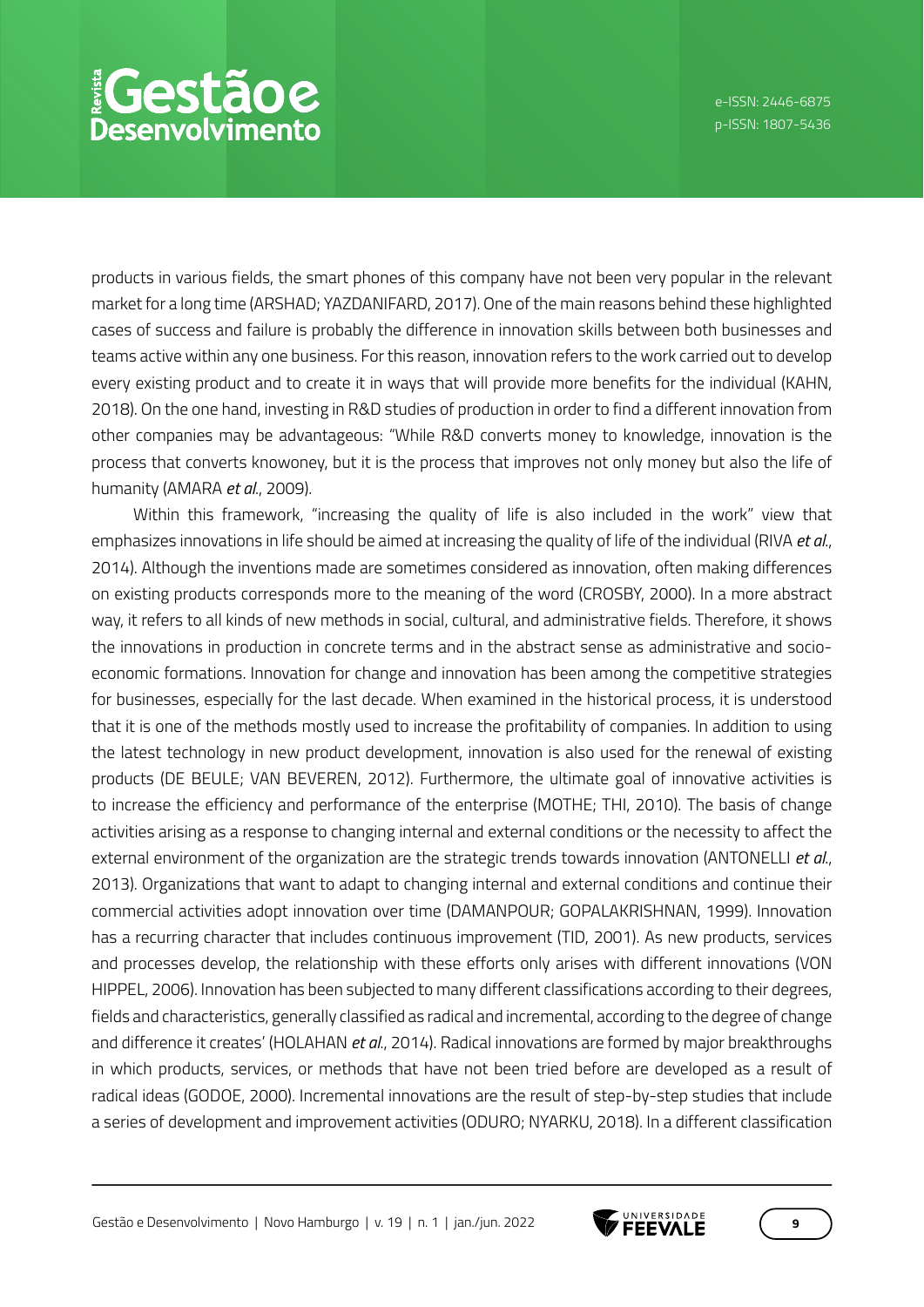products in various fields, the smart phones of this company have not been very popular in the relevant market for a long time (ARSHAD; YAZDANIFARD, 2017). One of the main reasons behind these highlighted cases of success and failure is probably the difference in innovation skills between both businesses and teams active within any one business. For this reason, innovation refers to the work carried out to develop every existing product and to create it in ways that will provide more benefits for the individual (KAHN, 2018). On the one hand, investing in R&D studies of production in order to find a different innovation from other companies may be advantageous: "While R&D converts money to knowledge, innovation is the process that converts knowoney, but it is the process that improves not only money but also the life of humanity (AMARA *et al.*, 2009).

Within this framework, "increasing the quality of life is also included in the work" view that emphasizes innovations in life should be aimed at increasing the quality of life of the individual (RIVA *et al.*, 2014). Although the inventions made are sometimes considered as innovation, often making differences on existing products corresponds more to the meaning of the word (CROSBY, 2000). In a more abstract way, it refers to all kinds of new methods in social, cultural, and administrative fields. Therefore, it shows the innovations in production in concrete terms and in the abstract sense as administrative and socio-economic formations. Innovation for change and innovation has been among the competitive strategies for businesses, especially for the last decade. When examined in the historical process, it is understood that it is one of the methods mostly used to increase the profitability of companies. In addition to using the latest technology in new product development, innovation is also used for the renewal of existing products (DE BEULE; VAN BEVEREN, 2012). Furthermore, the ultimate goal of innovative activities is to increase the efficiency and performance of the enterprise (MOTHE; THI, 2010). The basis of change activities arising as a response to changing internal and external conditions or the necessity to affect the external environment of the organization are the strategic trends towards innovation (ANTONELLI *et al.*, 2013). Organizations that want to adapt to changing internal and external conditions and continue their commercial activities adopt innovation over time (DAMANPOUR; GOPALAKRISHNAN, 1999). Innovation has a recurring character that includes continuous improvement (TID, 2001). As new products, services and processes develop, the relationship with these efforts only arises with different innovations (VON HIPPEL, 2006). Innovation has been subjected to many different classifications according to their degrees, fields and characteristics, generally classified as radical and incremental, according to the degree of change and difference it creates' (HOLAHAN *et al.*, 2014). Radical innovations are formed by major breakthroughs in which products, services, or methods that have not been tried before are developed as a result of radical ideas (GODOE, 2000). Incremental innovations are the result of step-by-step studies that include a series of development and improvement activities (ODURO; NYARKU, 2018). In a different classification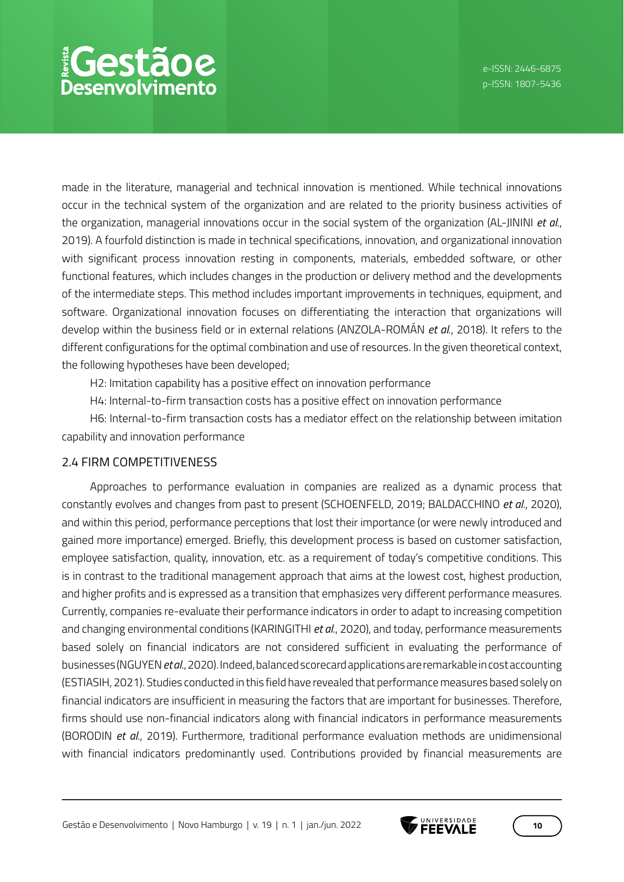made in the literature, managerial and technical innovation is mentioned. While technical innovations occur in the technical system of the organization and are related to the priority business activities of the organization, managerial innovations occur in the social system of the organization (AL-JININI *et al.*, 2019). A fourfold distinction is made in technical specifications, innovation, and organizational innovation with significant process innovation resting in components, materials, embedded software, or other functional features, which includes changes in the production or delivery method and the developments of the intermediate steps. This method includes important improvements in techniques, equipment, and software. Organizational innovation focuses on differentiating the interaction that organizations will develop within the business field or in external relations (ANZOLA-ROMÁN *et al.*, 2018). It refers to the different configurations for the optimal combination and use of resources. In the given theoretical context, the following hypotheses have been developed;

H2: Imitation capability has a positive effect on innovation performance

H4: Internal-to-firm transaction costs has a positive effect on innovation performance

H6: Internal-to-firm transaction costs has a mediator effect on the relationship between imitation capability and innovation performance

## 2.4 FIRM COMPETITIVENESS

Approaches to performance evaluation in companies are realized as a dynamic process that constantly evolves and changes from past to present (SCHOENFELD, 2019; BALDACCHINO *et al.*, 2020), and within this period, performance perceptions that lost their importance (or were newly introduced and gained more importance) emerged. Briefly, this development process is based on customer satisfaction, employee satisfaction, quality, innovation, etc. as a requirement of today's competitive conditions. This is in contrast to the traditional management approach that aims at the lowest cost, highest production, and higher profits and is expressed as a transition that emphasizes very different performance measures. Currently, companies re-evaluate their performance indicators in order to adapt to increasing competition and changing environmental conditions (KARINGITHI *et al.*, 2020), and today, performance measurements based solely on financial indicators are not considered sufficient in evaluating the performance of businesses (NGUYEN *et al.*, 2020). Indeed, balanced scorecard applications are remarkable in cost accounting (ESTIASIH, 2021). Studies conducted in this field have revealed that performance measures based solely on financial indicators are insufficient in measuring the factors that are important for businesses. Therefore, firms should use non-financial indicators along with financial indicators in performance measurements (BORODIN *et al.*, 2019). Furthermore, traditional performance evaluation methods are unidimensional with financial indicators predominantly used. Contributions provided by financial measurements are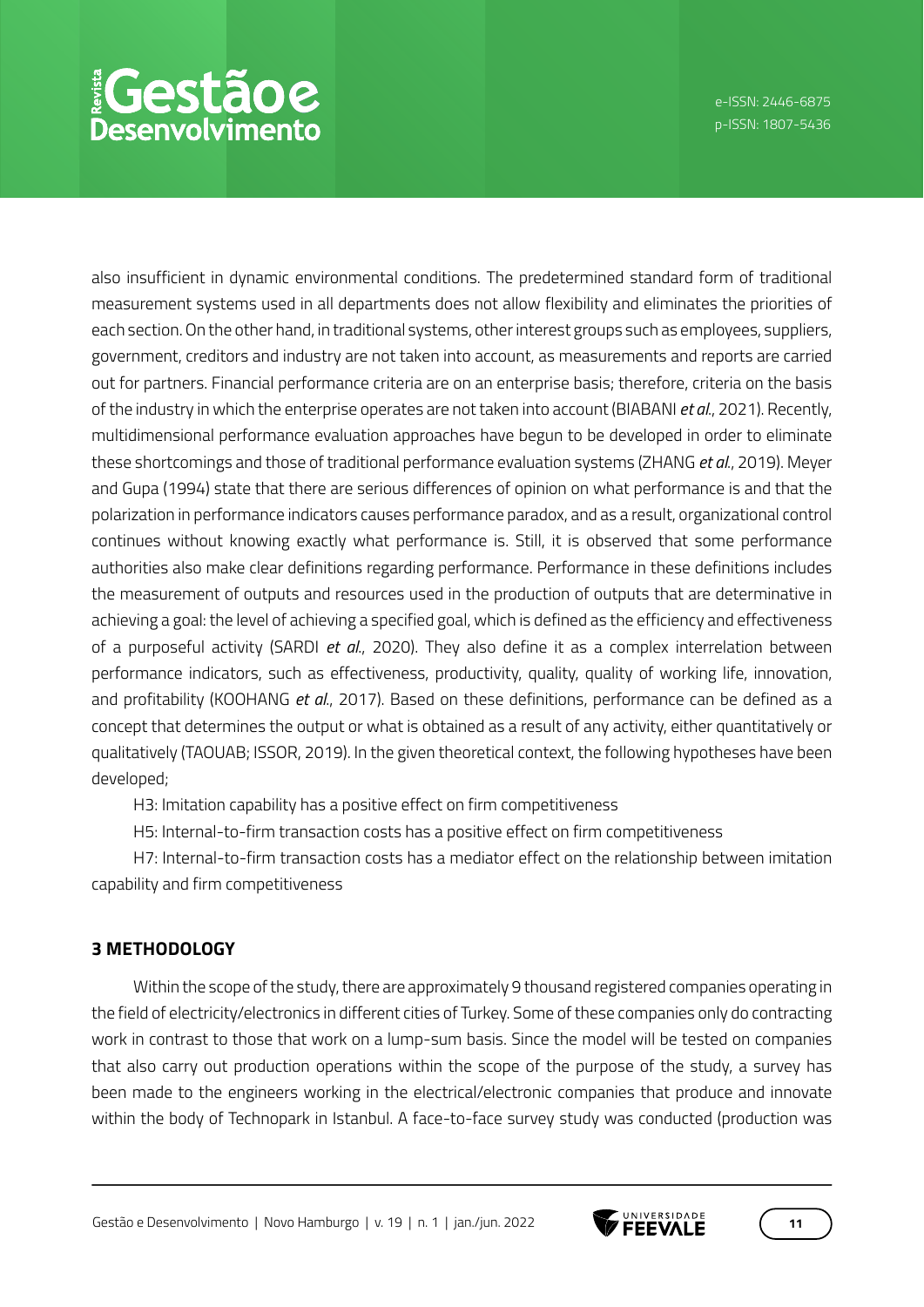also insufficient in dynamic environmental conditions. The predetermined standard form of traditional measurement systems used in all departments does not allow flexibility and eliminates the priorities of each section. On the other hand, in traditional systems, other interest groups such as employees, suppliers, government, creditors and industry are not taken into account, as measurements and reports are carried out for partners. Financial performance criteria are on an enterprise basis; therefore, criteria on the basis of the industry in which the enterprise operates are not taken into account (BIABANI *et al.*, 2021). Recently, multidimensional performance evaluation approaches have begun to be developed in order to eliminate these shortcomings and those of traditional performance evaluation systems (ZHANG *et al.*, 2019). Meyer and Gupa (1994) state that there are serious differences of opinion on what performance is and that the polarization in performance indicators causes performance paradox, and as a result, organizational control continues without knowing exactly what performance is. Still, it is observed that some performance authorities also make clear definitions regarding performance. Performance in these definitions includes the measurement of outputs and resources used in the production of outputs that are determinative in achieving a goal: the level of achieving a specified goal, which is defined as the efficiency and effectiveness of a purposeful activity (SARDI *et al.*, 2020). They also define it as a complex interrelation between performance indicators, such as effectiveness, productivity, quality, quality of working life, innovation, and profitability (KOOHANG *et al.*, 2017). Based on these definitions, performance can be defined as a concept that determines the output or what is obtained as a result of any activity, either quantitatively or qualitatively (TAOUAB; ISSOR, 2019). In the given theoretical context, the following hypotheses have been developed;

H3: Imitation capability has a positive effect on firm competitiveness

H5: Internal-to-firm transaction costs has a positive effect on firm competitiveness

H7: Internal-to-firm transaction costs has a mediator effect on the relationship between imitation capability and firm competitiveness

## 3 METHODOLOGY

Within the scope of the study, there are approximately 9 thousand registered companies operating in the field of electricity/electronics in different cities of Turkey. Some of these companies only do contracting work in contrast to those that work on a lump-sum basis. Since the model will be tested on companies that also carry out production operations within the scope of the purpose of the study, a survey has been made to the engineers working in the electrical/electronic companies that produce and innovate within the body of Technopark in Istanbul. A face-to-face survey study was conducted (production was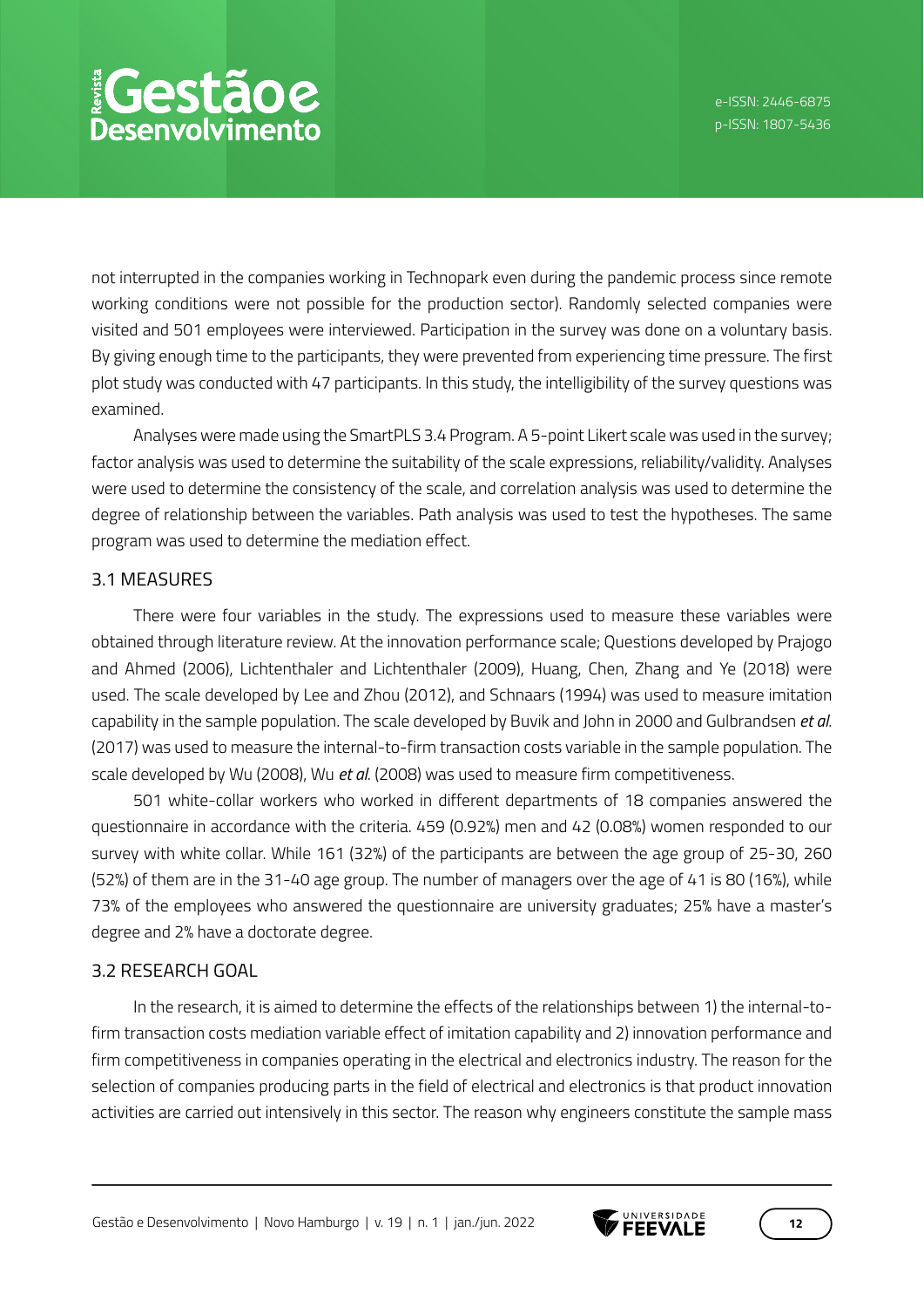not interrupted in the companies working in Technopark even during the pandemic process since remote working conditions were not possible for the production sector). Randomly selected companies were visited and 501 employees were interviewed. Participation in the survey was done on a voluntary basis. By giving enough time to the participants, they were prevented from experiencing time pressure. The first plot study was conducted with 47 participants. In this study, the intelligibility of the survey questions was examined.

Analyses were made using the SmartPLS 3.4 Program. A 5-point Likert scale was used in the survey; factor analysis was used to determine the suitability of the scale expressions, reliability/validity. Analyses were used to determine the consistency of the scale, and correlation analysis was used to determine the degree of relationship between the variables. Path analysis was used to test the hypotheses. The same program was used to determine the mediation effect.

## 3.1 MEASURES

There were four variables in the study. The expressions used to measure these variables were obtained through literature review. At the innovation performance scale; Questions developed by Prajogo and Ahmed (2006), Lichtenthaler and Lichtenthaler (2009), Huang, Chen, Zhang and Ye (2018) were used. The scale developed by Lee and Zhou (2012), and Schnaars (1994) was used to measure imitation capability in the sample population. The scale developed by Buvik and John in 2000 and Gulbrandsen *et al.* (2017) was used to measure the internal-to-firm transaction costs variable in the sample population. The scale developed by Wu (2008), Wu *et al.* (2008) was used to measure firm competitiveness.

501 white-collar workers who worked in different departments of 18 companies answered the questionnaire in accordance with the criteria. 459 (0.92%) men and 42 (0.08%) women responded to our survey with white collar. While 161 (32%) of the participants are between the age group of 25-30, 260 (52%) of them are in the 31-40 age group. The number of managers over the age of 41 is 80 (16%), while 73% of the employees who answered the questionnaire are university graduates; 25% have a master's degree and 2% have a doctorate degree.

## 3.2 RESEARCH GOAL

In the research, it is aimed to determine the effects of the relationships between 1) the internal-to-firm transaction costs mediation variable effect of imitation capability and 2) innovation performance and firm competitiveness in companies operating in the electrical and electronics industry. The reason for the selection of companies producing parts in the field of electrical and electronics is that product innovation activities are carried out intensively in this sector. The reason why engineers constitute the sample mass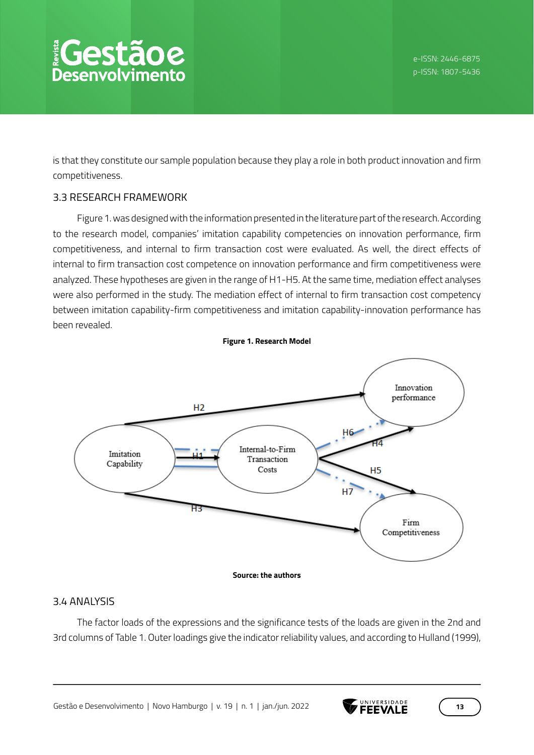is that they constitute our sample population because they play a role in both product innovation and firm competitiveness.

### 3.3 RESEARCH FRAMEWORK

Figure 1. was designed with the information presented in the literature part of the research. According to the research model, companies' imitation capability competencies on innovation performance, firm competitiveness, and internal to firm transaction cost were evaluated. As well, the direct effects of internal to firm transaction cost competence on innovation performance and firm competitiveness were analyzed. These hypotheses are given in the range of H1-H5. At the same time, mediation effect analyses were also performed in the study. The mediation effect of internal to firm transaction cost competency between imitation capability-firm competitiveness and imitation capability-innovation performance has been revealed.

**Figure 1. Research Model**

**Source: the authors**

### 3.4 ANALYSIS

The factor loads of the expressions and the significance tests of the loads are given in the 2nd and 3rd columns of Table 1. Outer loadings give the indicator reliability values, and according to Hulland (1999),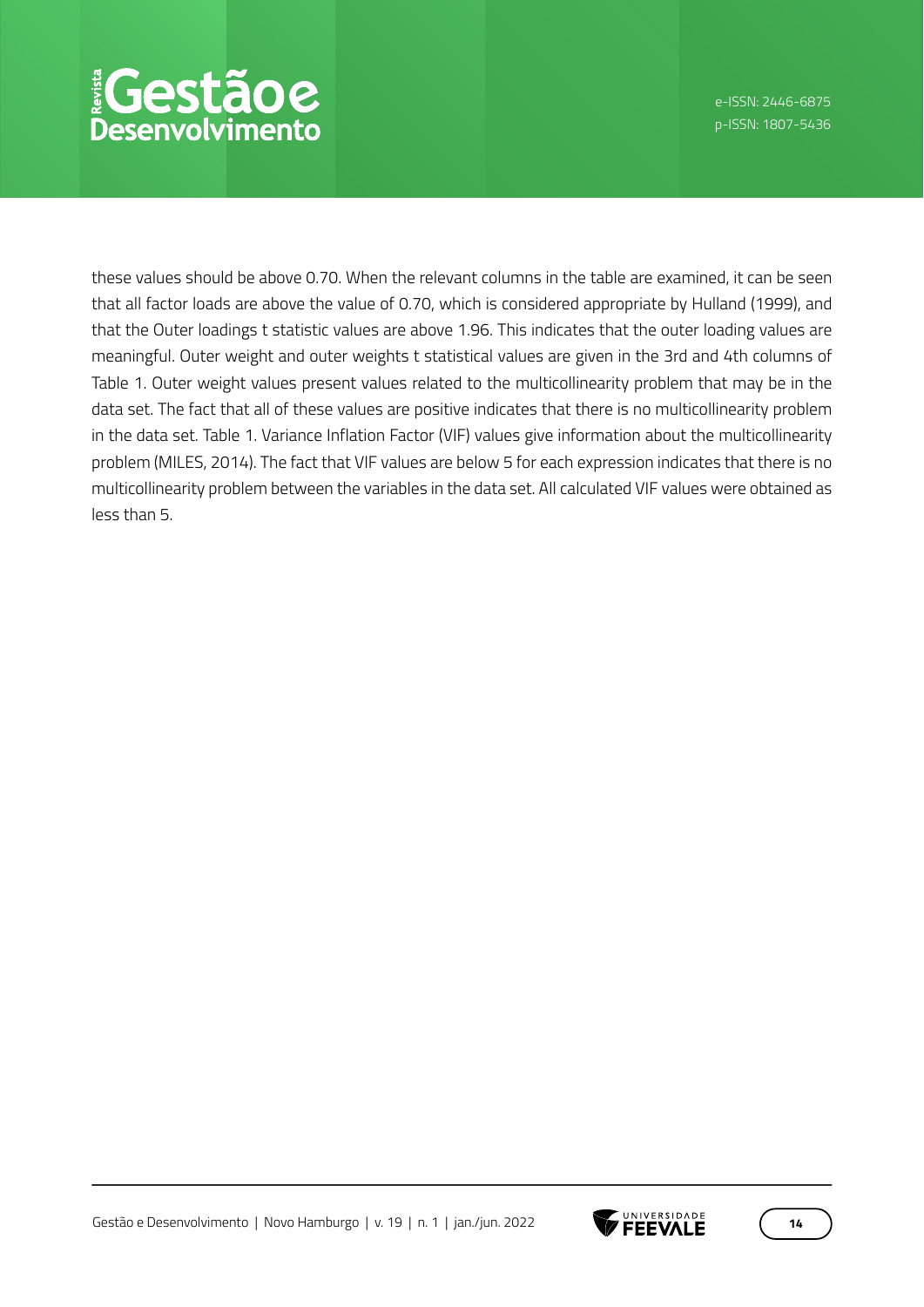these values should be above 0.70. When the relevant columns in the table are examined, it can be seen that all factor loads are above the value of 0.70, which is considered appropriate by Hulland (1999), and that the Outer loadings t statistic values are above 1.96. This indicates that the outer loading values are meaningful. Outer weight and outer weights t statistical values are given in the 3rd and 4th columns of Table 1. Outer weight values present values related to the multicollinearity problem that may be in the data set. The fact that all of these values are positive indicates that there is no multicollinearity problem in the data set. Table 1. Variance Inflation Factor (VIF) values give information about the multicollinearity problem (MILES, 2014). The fact that VIF values are below 5 for each expression indicates that there is no multicollinearity problem between the variables in the data set. All calculated VIF values were obtained as less than 5.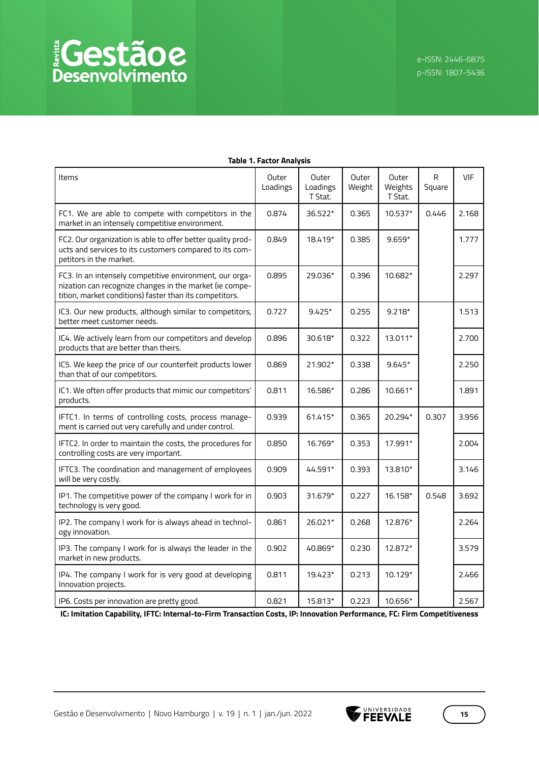**Table 1. Factor Analysis**

| Items | Outer Loadings | Outer Loadings T Stat. | Outer Weight | Outer Weights T Stat. | R Square | VIF |
|---|---|---|---|---|---|---|
| FC1. We are able to compete with competitors in the market in an intensely competitive environment. | 0.874 | 36.522* | 0.365 | 10.537* | 0.446 | 2.168 |
| FC2. Our organization is able to offer better quality products and services to its customers compared to its competitors in the market. | 0.849 | 18.419* | 0.385 | 9.659* | | 1.777 |
| FC3. In an intensely competitive environment, our organization can recognize changes in the market (ie competition, market conditions) faster than its competitors. | 0.895 | 29.036* | 0.396 | 10.682* | | 2.297 |
| IC3. Our new products, although similar to competitors, better meet customer needs. | 0.727 | 9.425* | 0.255 | 9.218* | | 1.513 |
| IC4. We actively learn from our competitors and develop products that are better than theirs. | 0.896 | 30.618* | 0.322 | 13.011* | | 2.700 |
| IC5. We keep the price of our counterfeit products lower than that of our competitors. | 0.869 | 21.902* | 0.338 | 9.645* | | 2.250 |
| IC1. We often offer products that mimic our competitors' products. | 0.811 | 16.586* | 0.286 | 10.661* | | 1.891 |
| IFTC1. In terms of controlling costs, process management is carried out very carefully and under control. | 0.939 | 61.415* | 0.365 | 20.294* | 0.307 | 3.956 |
| IFTC2. In order to maintain the costs, the procedures for controlling costs are very important. | 0.850 | 16.769* | 0.353 | 17.991* | | 2.004 |
| IFTC3. The coordination and management of employees will be very costly. | 0.909 | 44.591* | 0.393 | 13.810* | | 3.146 |
| IP1. The competitive power of the company I work for in technology is very good. | 0.903 | 31.679* | 0.227 | 16.158* | 0.548 | 3.692 |
| IP2. The company I work for is always ahead in technology innovation. | 0.861 | 26.021* | 0.268 | 12.876* | | 2.264 |
| IP3. The company I work for is always the leader in the market in new products. | 0.902 | 40.869* | 0.230 | 12.872* | | 3.579 |
| IP4. The company I work for is very good at developing Innovation projects. | 0.811 | 19.423* | 0.213 | 10.129* | | 2.466 |
| IP6. Costs per innovation are pretty good. | 0.821 | 15.813* | 0.223 | 10.656* | | 2.567 |

**IC: Imitation Capability, IFTC: Internal-to-Firm Transaction Costs, IP: Innovation Performance, FC: Firm Competitiveness**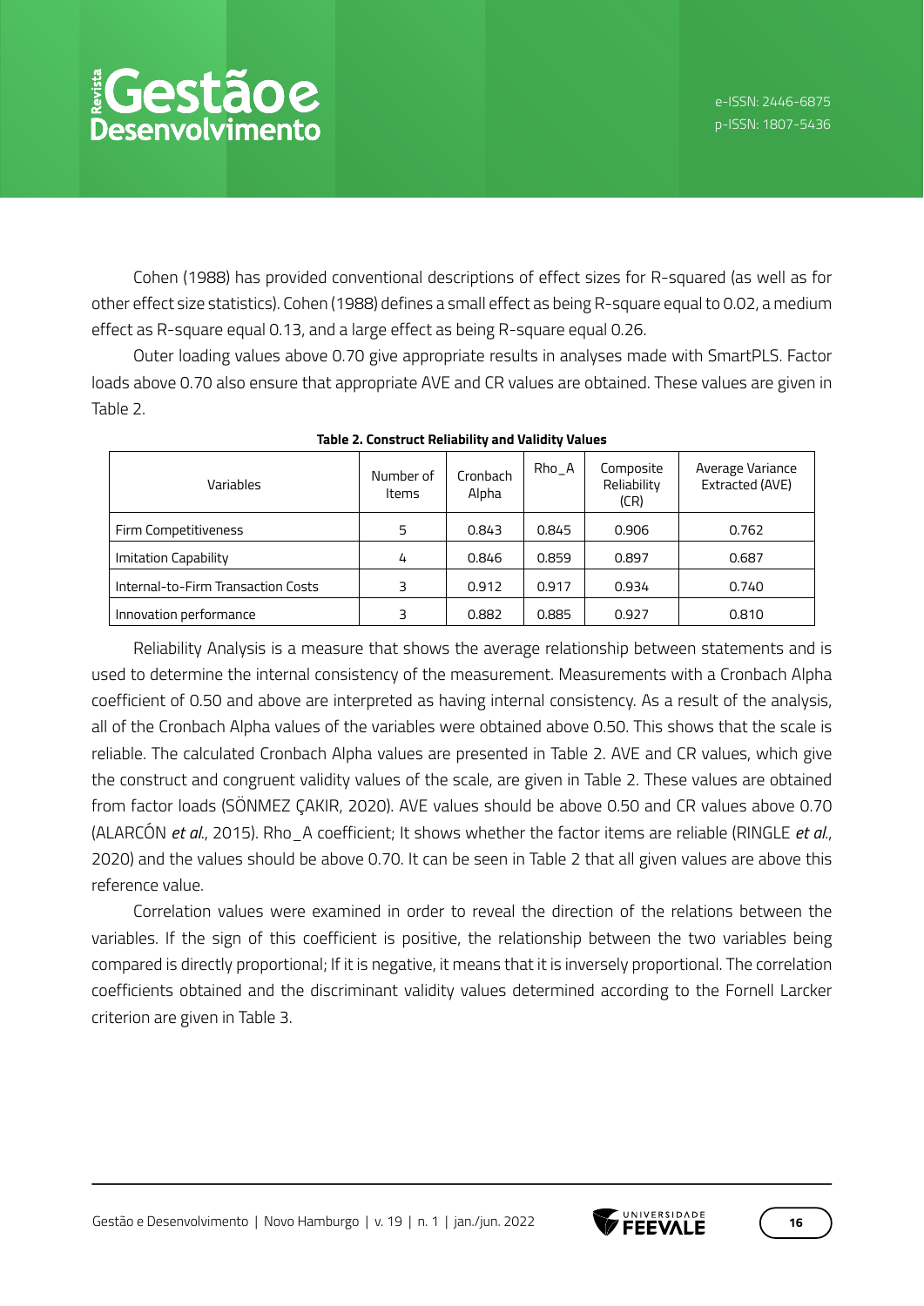Cohen (1988) has provided conventional descriptions of effect sizes for R-squared (as well as for other effect size statistics). Cohen (1988) defines a small effect as being R-square equal to 0.02, a medium effect as R-square equal 0.13, and a large effect as being R-square equal 0.26.

Outer loading values above 0.70 give appropriate results in analyses made with SmartPLS. Factor loads above 0.70 also ensure that appropriate AVE and CR values are obtained. These values are given in Table 2.

**Table 2. Construct Reliability and Validity Values**

| Variables | Number of Items | Cronbach Alpha | Rho_A | Composite Reliability (CR) | Average Variance Extracted (AVE) |
|---|---|---|---|---|---|
| Firm Competitiveness | 5 | 0.843 | 0.845 | 0.906 | 0.762 |
| Imitation Capability | 4 | 0.846 | 0.859 | 0.897 | 0.687 |
| Internal-to-Firm Transaction Costs | 3 | 0.912 | 0.917 | 0.934 | 0.740 |
| Innovation performance | 3 | 0.882 | 0.885 | 0.927 | 0.810 |

Reliability Analysis is a measure that shows the average relationship between statements and is used to determine the internal consistency of the measurement. Measurements with a Cronbach Alpha coefficient of 0.50 and above are interpreted as having internal consistency. As a result of the analysis, all of the Cronbach Alpha values of the variables were obtained above 0.50. This shows that the scale is reliable. The calculated Cronbach Alpha values are presented in Table 2. AVE and CR values, which give the construct and congruent validity values of the scale, are given in Table 2. These values are obtained from factor loads (SÖNMEZ ÇAKIR, 2020). AVE values should be above 0.50 and CR values above 0.70 (ALARCÓN *et al.*, 2015). Rho_A coefficient; It shows whether the factor items are reliable (RINGLE *et al.*, 2020) and the values should be above 0.70. It can be seen in Table 2 that all given values are above this reference value.

Correlation values were examined in order to reveal the direction of the relations between the variables. If the sign of this coefficient is positive, the relationship between the two variables being compared is directly proportional; If it is negative, it means that it is inversely proportional. The correlation coefficients obtained and the discriminant validity values determined according to the Fornell Larcker criterion are given in Table 3.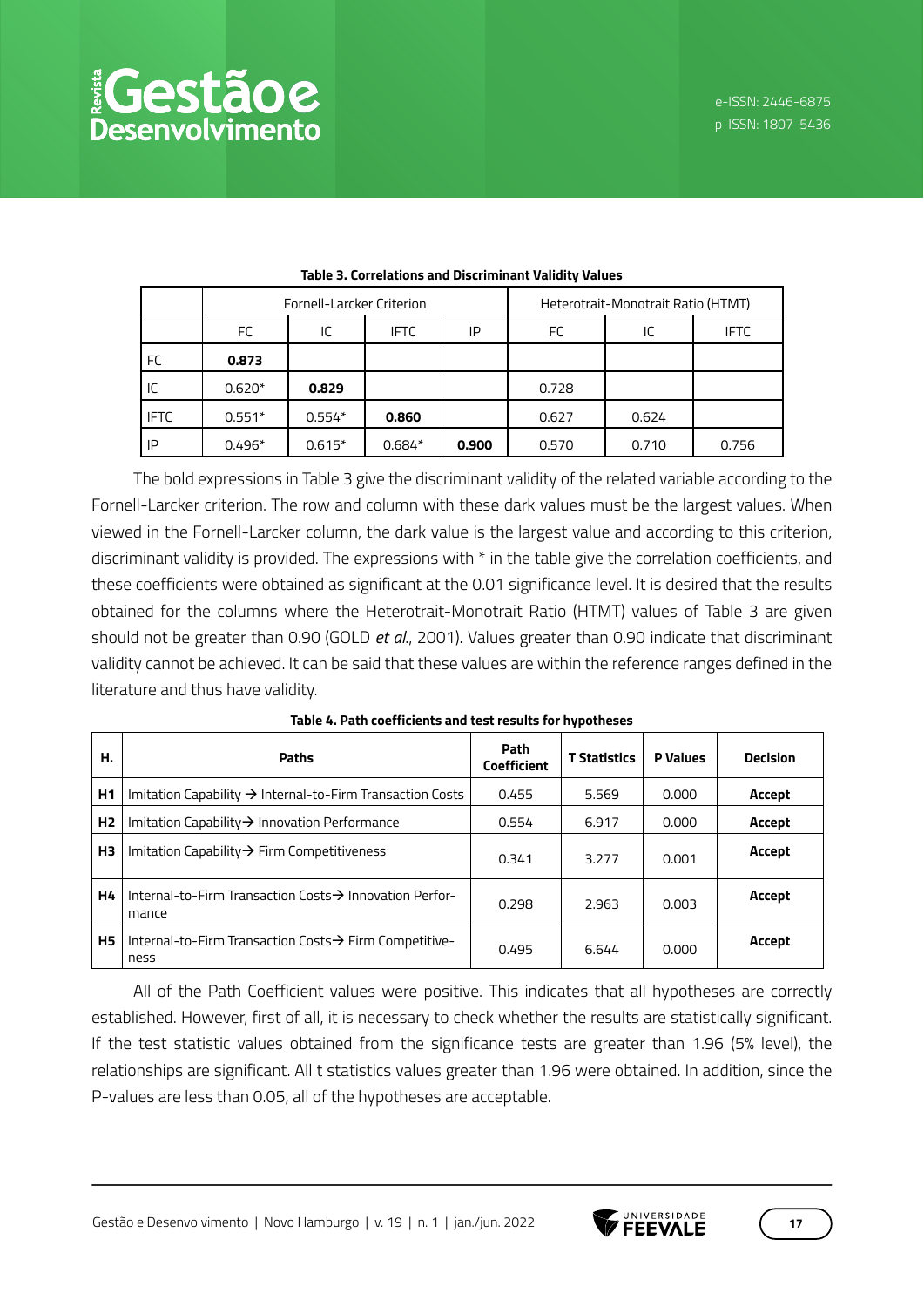**Table 3. Correlations and Discriminant Validity Values**

| | Fornell-Larcker Criterion | | | | Heterotrait-Monotrait Ratio (HTMT) | | |
|---|---|---|---|---|---|---|---|
| | FC | IC | IFTC | IP | FC | IC | IFTC |
| FC | **0.873** | | | | | | |
| IC | 0.620* | **0.829** | | | 0.728 | | |
| IFTC | 0.551* | 0.554* | **0.860** | | 0.627 | 0.624 | |
| IP | 0.496* | 0.615* | 0.684* | **0.900** | 0.570 | 0.710 | 0.756 |

The bold expressions in Table 3 give the discriminant validity of the related variable according to the Fornell-Larcker criterion. The row and column with these dark values must be the largest values. When viewed in the Fornell-Larcker column, the dark value is the largest value and according to this criterion, discriminant validity is provided. The expressions with * in the table give the correlation coefficients, and these coefficients were obtained as significant at the 0.01 significance level. It is desired that the results obtained for the columns where the Heterotrait-Monotrait Ratio (HTMT) values of Table 3 are given should not be greater than 0.90 (GOLD *et al*., 2001). Values greater than 0.90 indicate that discriminant validity cannot be achieved. It can be said that these values are within the reference ranges defined in the literature and thus have validity.

**Table 4. Path coefficients and test results for hypotheses**

| H. | Paths | Path Coefficient | T Statistics | P Values | Decision |
|---|---|---|---|---|---|
| **H1** | Imitation Capability → Internal-to-Firm Transaction Costs | 0.455 | 5.569 | 0.000 | **Accept** |
| **H2** | Imitation Capability→ Innovation Performance | 0.554 | 6.917 | 0.000 | **Accept** |
| **H3** | Imitation Capability→ Firm Competitiveness | 0.341 | 3.277 | 0.001 | **Accept** |
| **H4** | Internal-to-Firm Transaction Costs→ Innovation Performance | 0.298 | 2.963 | 0.003 | **Accept** |
| **H5** | Internal-to-Firm Transaction Costs→ Firm Competitiveness | 0.495 | 6.644 | 0.000 | **Accept** |

All of the Path Coefficient values were positive. This indicates that all hypotheses are correctly established. However, first of all, it is necessary to check whether the results are statistically significant. If the test statistic values obtained from the significance tests are greater than 1.96 (5% level), the relationships are significant. All t statistics values greater than 1.96 were obtained. In addition, since the P-values are less than 0.05, all of the hypotheses are acceptable.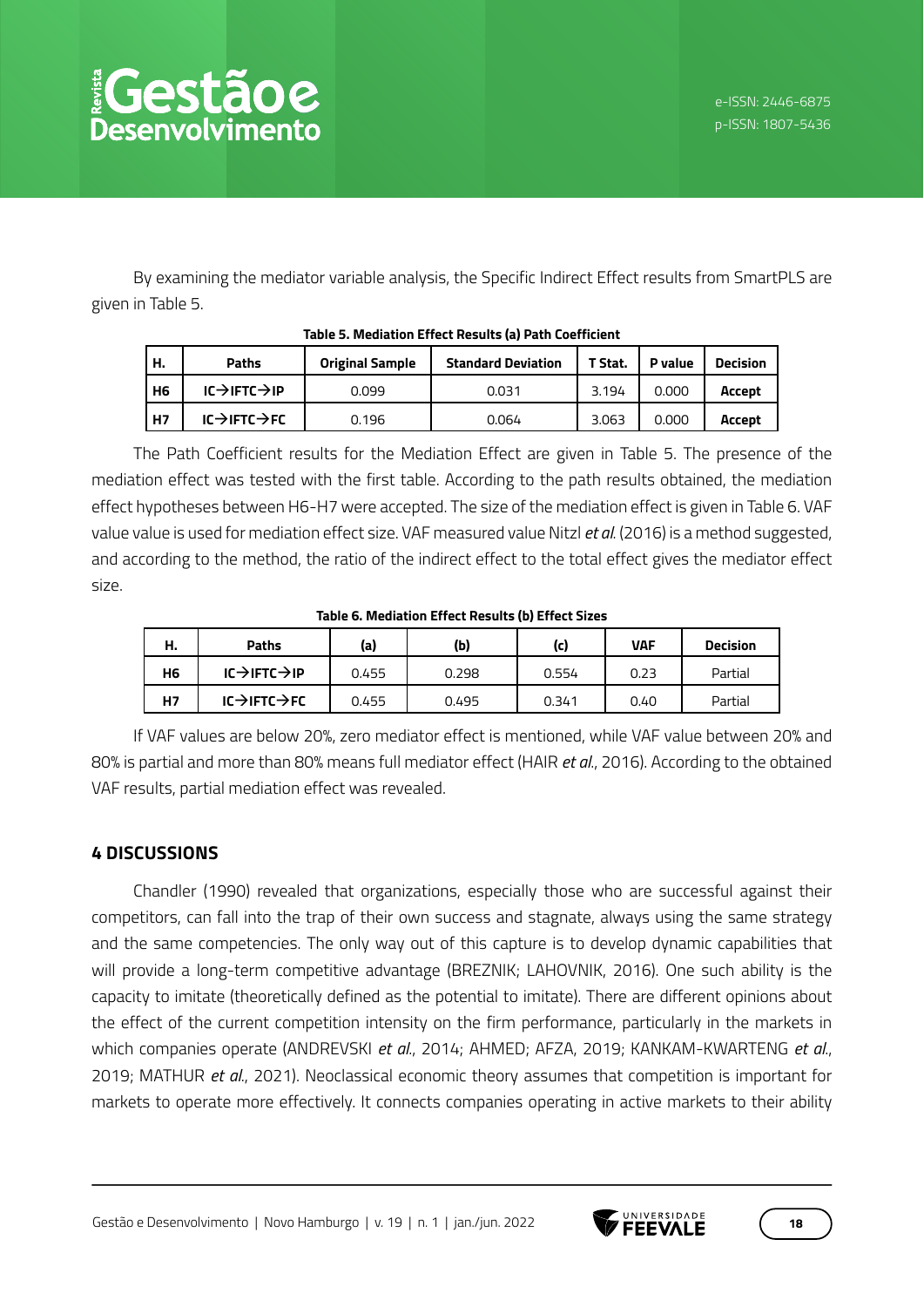By examining the mediator variable analysis, the Specific Indirect Effect results from SmartPLS are given in Table 5.

**Table 5. Mediation Effect Results (a) Path Coefficient**

| H. | Paths | Original Sample | Standard Deviation | T Stat. | P value | Decision |
|---|---|---|---|---|---|---|
| **H6** | **IC→IFTC→IP** | 0.099 | 0.031 | 3.194 | 0.000 | **Accept** |
| **H7** | **IC→IFTC→FC** | 0.196 | 0.064 | 3.063 | 0.000 | **Accept** |

The Path Coefficient results for the Mediation Effect are given in Table 5. The presence of the mediation effect was tested with the first table. According to the path results obtained, the mediation effect hypotheses between H6-H7 were accepted. The size of the mediation effect is given in Table 6. VAF value value is used for mediation effect size. VAF measured value Nitzl *et al.* (2016) is a method suggested, and according to the method, the ratio of the indirect effect to the total effect gives the mediator effect size.

**Table 6. Mediation Effect Results (b) Effect Sizes**

| H. | Paths | (a) | (b) | (c) | VAF | Decision |
|---|---|---|---|---|---|---|
| **H6** | **IC→IFTC→IP** | 0.455 | 0.298 | 0.554 | 0.23 | Partial |
| **H7** | **IC→IFTC→FC** | 0.455 | 0.495 | 0.341 | 0.40 | Partial |

If VAF values are below 20%, zero mediator effect is mentioned, while VAF value between 20% and 80% is partial and more than 80% means full mediator effect (HAIR *et al.*, 2016). According to the obtained VAF results, partial mediation effect was revealed.

## 4 DISCUSSIONS

Chandler (1990) revealed that organizations, especially those who are successful against their competitors, can fall into the trap of their own success and stagnate, always using the same strategy and the same competencies. The only way out of this capture is to develop dynamic capabilities that will provide a long-term competitive advantage (BREZNIK; LAHOVNIK, 2016). One such ability is the capacity to imitate (theoretically defined as the potential to imitate). There are different opinions about the effect of the current competition intensity on the firm performance, particularly in the markets in which companies operate (ANDREVSKI *et al.*, 2014; AHMED; AFZA, 2019; KANKAM-KWARTENG *et al.*, 2019; MATHUR *et al.*, 2021). Neoclassical economic theory assumes that competition is important for markets to operate more effectively. It connects companies operating in active markets to their ability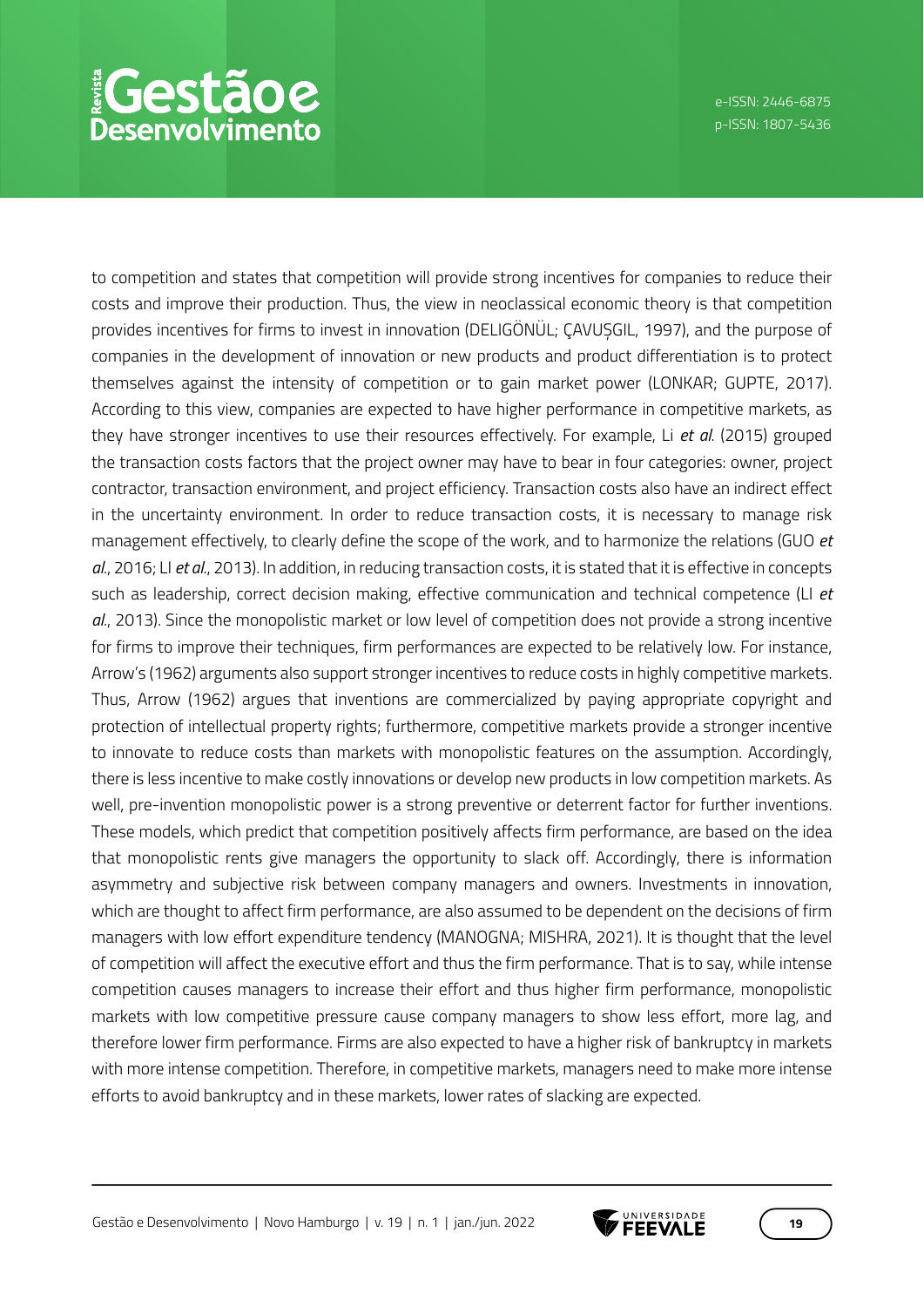to competition and states that competition will provide strong incentives for companies to reduce their costs and improve their production. Thus, the view in neoclassical economic theory is that competition provides incentives for firms to invest in innovation (DELIGÖNÜL; ÇAVUȘGIL, 1997), and the purpose of companies in the development of innovation or new products and product differentiation is to protect themselves against the intensity of competition or to gain market power (LONKAR; GUPTE, 2017). According to this view, companies are expected to have higher performance in competitive markets, as they have stronger incentives to use their resources effectively. For example, Li *et al.* (2015) grouped the transaction costs factors that the project owner may have to bear in four categories: owner, project contractor, transaction environment, and project efficiency. Transaction costs also have an indirect effect in the uncertainty environment. In order to reduce transaction costs, it is necessary to manage risk management effectively, to clearly define the scope of the work, and to harmonize the relations (GUO *et al.*, 2016; LI *et al.*, 2013). In addition, in reducing transaction costs, it is stated that it is effective in concepts such as leadership, correct decision making, effective communication and technical competence (LI *et al.*, 2013). Since the monopolistic market or low level of competition does not provide a strong incentive for firms to improve their techniques, firm performances are expected to be relatively low. For instance, Arrow's (1962) arguments also support stronger incentives to reduce costs in highly competitive markets. Thus, Arrow (1962) argues that inventions are commercialized by paying appropriate copyright and protection of intellectual property rights; furthermore, competitive markets provide a stronger incentive to innovate to reduce costs than markets with monopolistic features on the assumption. Accordingly, there is less incentive to make costly innovations or develop new products in low competition markets. As well, pre-invention monopolistic power is a strong preventive or deterrent factor for further inventions. These models, which predict that competition positively affects firm performance, are based on the idea that monopolistic rents give managers the opportunity to slack off. Accordingly, there is information asymmetry and subjective risk between company managers and owners. Investments in innovation, which are thought to affect firm performance, are also assumed to be dependent on the decisions of firm managers with low effort expenditure tendency (MANOGNA; MISHRA, 2021). It is thought that the level of competition will affect the executive effort and thus the firm performance. That is to say, while intense competition causes managers to increase their effort and thus higher firm performance, monopolistic markets with low competitive pressure cause company managers to show less effort, more lag, and therefore lower firm performance. Firms are also expected to have a higher risk of bankruptcy in markets with more intense competition. Therefore, in competitive markets, managers need to make more intense efforts to avoid bankruptcy and in these markets, lower rates of slacking are expected.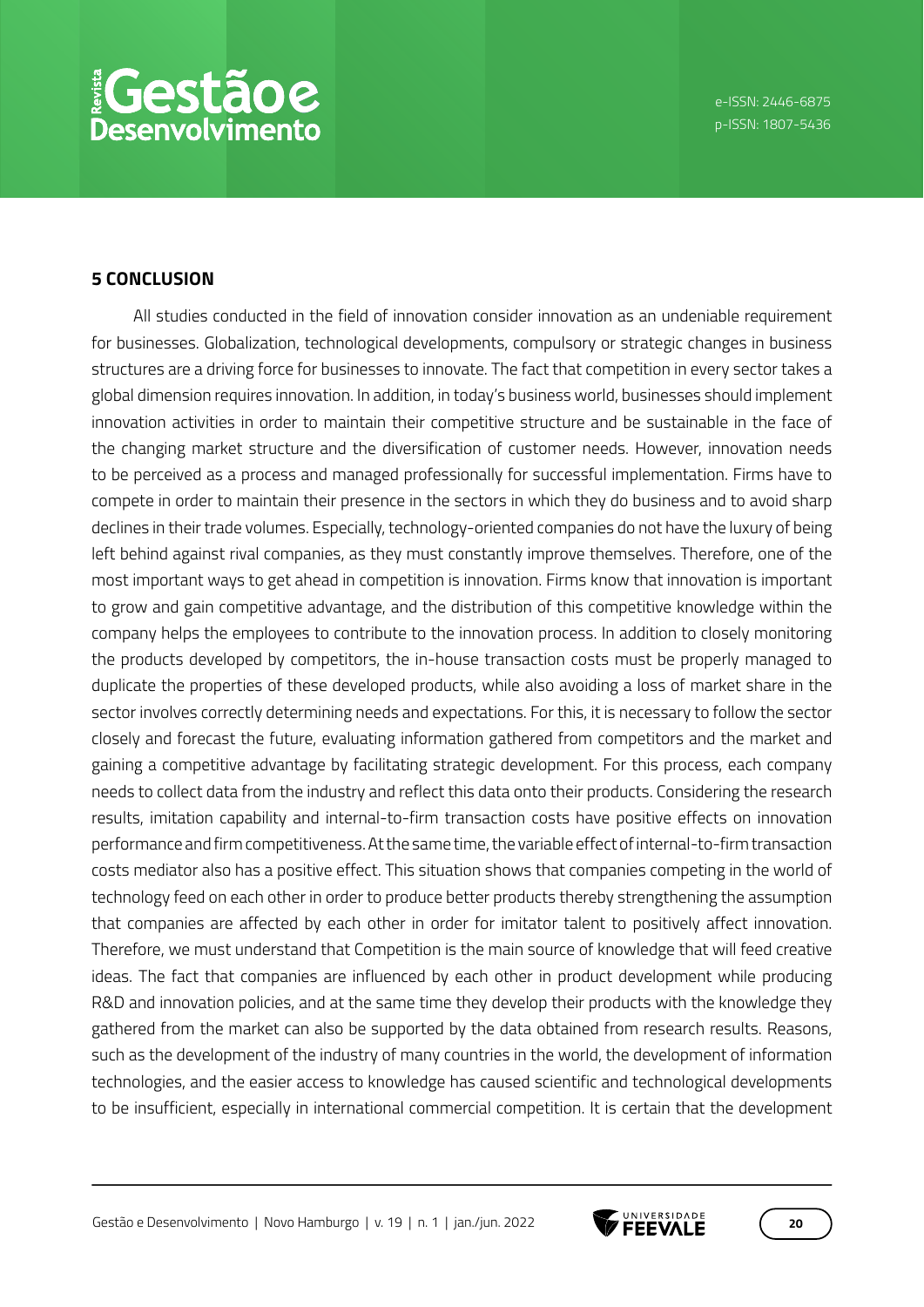## 5 CONCLUSION

All studies conducted in the field of innovation consider innovation as an undeniable requirement for businesses. Globalization, technological developments, compulsory or strategic changes in business structures are a driving force for businesses to innovate. The fact that competition in every sector takes a global dimension requires innovation. In addition, in today's business world, businesses should implement innovation activities in order to maintain their competitive structure and be sustainable in the face of the changing market structure and the diversification of customer needs. However, innovation needs to be perceived as a process and managed professionally for successful implementation. Firms have to compete in order to maintain their presence in the sectors in which they do business and to avoid sharp declines in their trade volumes. Especially, technology-oriented companies do not have the luxury of being left behind against rival companies, as they must constantly improve themselves. Therefore, one of the most important ways to get ahead in competition is innovation. Firms know that innovation is important to grow and gain competitive advantage, and the distribution of this competitive knowledge within the company helps the employees to contribute to the innovation process. In addition to closely monitoring the products developed by competitors, the in-house transaction costs must be properly managed to duplicate the properties of these developed products, while also avoiding a loss of market share in the sector involves correctly determining needs and expectations. For this, it is necessary to follow the sector closely and forecast the future, evaluating information gathered from competitors and the market and gaining a competitive advantage by facilitating strategic development. For this process, each company needs to collect data from the industry and reflect this data onto their products. Considering the research results, imitation capability and internal-to-firm transaction costs have positive effects on innovation performance and firm competitiveness. At the same time, the variable effect of internal-to-firm transaction costs mediator also has a positive effect. This situation shows that companies competing in the world of technology feed on each other in order to produce better products thereby strengthening the assumption that companies are affected by each other in order for imitator talent to positively affect innovation. Therefore, we must understand that Competition is the main source of knowledge that will feed creative ideas. The fact that companies are influenced by each other in product development while producing R&D and innovation policies, and at the same time they develop their products with the knowledge they gathered from the market can also be supported by the data obtained from research results. Reasons, such as the development of the industry of many countries in the world, the development of information technologies, and the easier access to knowledge has caused scientific and technological developments to be insufficient, especially in international commercial competition. It is certain that the development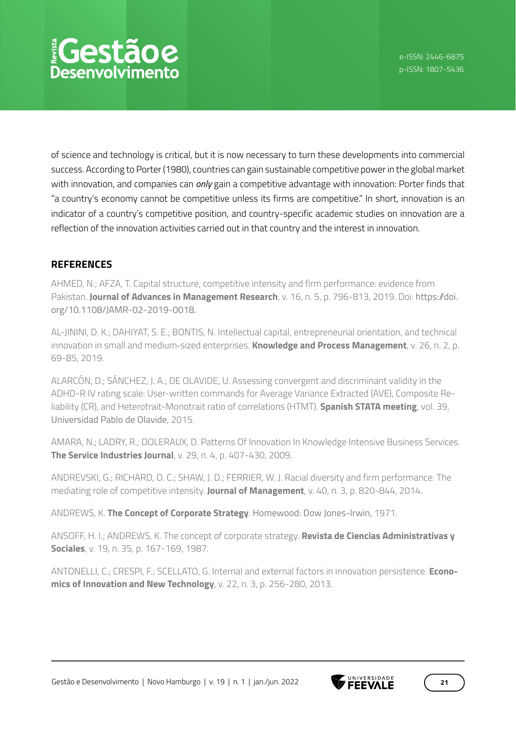of science and technology is critical, but it is now necessary to turn these developments into commercial success. According to Porter (1980), countries can gain sustainable competitive power in the global market with innovation, and companies can *only* gain a competitive advantage with innovation: Porter finds that "a country's economy cannot be competitive unless its firms are competitive." In short, innovation is an indicator of a country's competitive position, and country-specific academic studies on innovation are a reflection of the innovation activities carried out in that country and the interest in innovation.

## REFERENCES

AHMED, N.; AFZA, T. Capital structure, competitive intensity and firm performance: evidence from Pakistan. **Journal of Advances in Management Research**, v. 16, n. 5, p. 796-813, 2019. Doi: https://doi.org/10.1108/JAMR-02-2019-0018.

AL-JININI, D. K.; DAHIYAT, S. E.; BONTIS, N. Intellectual capital, entrepreneurial orientation, and technical innovation in small and medium-sized enterprises. **Knowledge and Process Management**, v. 26, n. 2, p. 69-85, 2019.

ALARCÓN, D.; SÁNCHEZ, J. A.; DE OLAVIDE, U. Assessing convergent and discriminant validity in the ADHD-R IV rating scale: User-written commands for Average Variance Extracted (AVE), Composite Reliability (CR), and Heterotrait-Monotrait ratio of correlations (HTMT). **Spanish STATA meeting**, vol. 39, Universidad Pablo de Olavide, 2015.

AMARA, N.; LADRY, R.; DOLERAUX, D. Patterns Of Innovation In Knowledge Intensive Business Services. **The Service Industries Journal**, v. 29, n. 4, p. 407-430, 2009.

ANDREVSKI, G.; RICHARD, O. C.; SHAW, J. D.; FERRIER, W. J. Racial diversity and firm performance: The mediating role of competitive intensity. **Journal of Management**, v. 40, n. 3, p. 820-844, 2014.

ANDREWS, K. **The Concept of Corporate Strategy**. Homewood: Dow Jones-Irwin, 1971.

ANSOFF, H. I.; ANDREWS, K. The concept of corporate strategy. **Revista de Ciencias Administrativas y Sociales**, v. 19, n. 35, p. 167-169, 1987.

ANTONELLI, C.; CRESPI, F.; SCELLATO, G. Internal and external factors in innovation persistence. **Economics of Innovation and New Technology**, v. 22, n. 3, p. 256-280, 2013.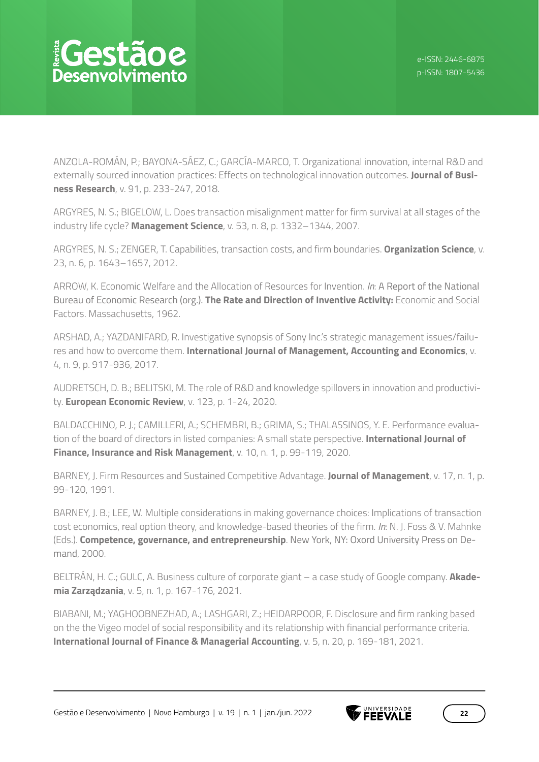ANZOLA-ROMÁN, P.; BAYONA-SÁEZ, C.; GARCÍA-MARCO, T. Organizational innovation, internal R&D and externally sourced innovation practices: Effects on technological innovation outcomes. **Journal of Business Research**, v. 91, p. 233-247, 2018.

ARGYRES, N. S.; BIGELOW, L. Does transaction misalignment matter for firm survival at all stages of the industry life cycle? **Management Science**, v. 53, n. 8, p. 1332–1344, 2007.

ARGYRES, N. S.; ZENGER, T. Capabilities, transaction costs, and firm boundaries. **Organization Science**, v. 23, n. 6, p. 1643–1657, 2012.

ARROW, K. Economic Welfare and the Allocation of Resources for Invention. *In*: A Report of the National Bureau of Economic Research (org.). **The Rate and Direction of Inventive Activity:** Economic and Social Factors. Massachusetts, 1962.

ARSHAD, A.; YAZDANIFARD, R. Investigative synopsis of Sony Inc.'s strategic management issues/failures and how to overcome them. **International Journal of Management, Accounting and Economics**, v. 4, n. 9, p. 917-936, 2017.

AUDRETSCH, D. B.; BELITSKI, M. The role of R&D and knowledge spillovers in innovation and productivity. **European Economic Review**, v. 123, p. 1-24, 2020.

BALDACCHINO, P. J.; CAMILLERI, A.; SCHEMBRI, B.; GRIMA, S.; THALASSINOS, Y. E. Performance evaluation of the board of directors in listed companies: A small state perspective. **International Journal of Finance, Insurance and Risk Management**, v. 10, n. 1, p. 99-119, 2020.

BARNEY, J. Firm Resources and Sustained Competitive Advantage. **Journal of Management**, v. 17, n. 1, p. 99-120, 1991.

BARNEY, J. B.; LEE, W. Multiple considerations in making governance choices: Implications of transaction cost economics, real option theory, and knowledge-based theories of the firm. *In*: N. J. Foss & V. Mahnke (Eds.). **Competence, governance, and entrepreneurship**. New York, NY: Oxord University Press on Demand, 2000.

BELTRÁN, H. C.; GULC, A. Business culture of corporate giant – a case study of Google company. **Akademia Zarządzania**, v. 5, n. 1, p. 167-176, 2021.

BIABANI, M.; YAGHOOBNEZHAD, A.; LASHGARI, Z.; HEIDARPOOR, F. Disclosure and firm ranking based on the the Vigeo model of social responsibility and its relationship with financial performance criteria. **International Journal of Finance & Managerial Accounting**, v. 5, n. 20, p. 169-181, 2021.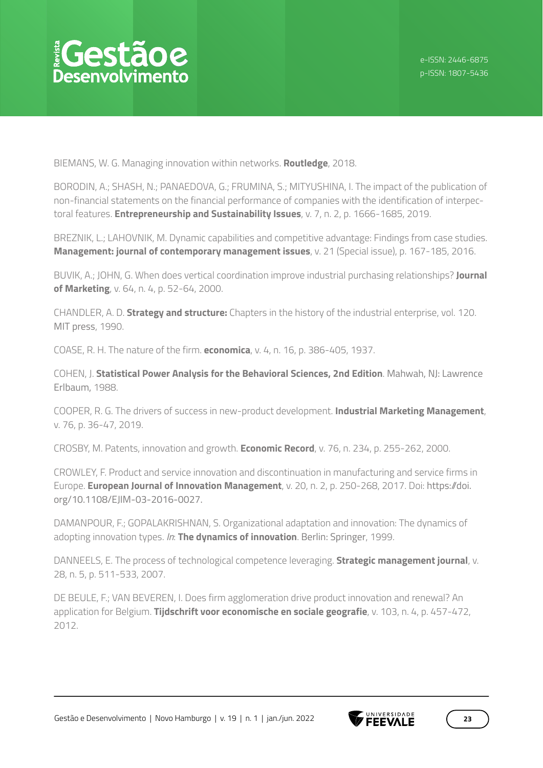BIEMANS, W. G. Managing innovation within networks. **Routledge**, 2018.

BORODIN, A.; SHASH, N.; PANAEDOVA, G.; FRUMINA, S.; MITYUSHINA, I. The impact of the publication of non-financial statements on the financial performance of companies with the identification of interpectoral features. **Entrepreneurship and Sustainability Issues**, v. 7, n. 2, p. 1666-1685, 2019.

BREZNIK, L.; LAHOVNIK, M. Dynamic capabilities and competitive advantage: Findings from case studies. **Management: journal of contemporary management issues**, v. 21 (Special issue), p. 167-185, 2016.

BUVIK, A.; JOHN, G. When does vertical coordination improve industrial purchasing relationships? **Journal of Marketing**, v. 64, n. 4, p. 52-64, 2000.

CHANDLER, A. D. **Strategy and structure:** Chapters in the history of the industrial enterprise, vol. 120. MIT press, 1990.

COASE, R. H. The nature of the firm. **economica**, v. 4, n. 16, p. 386-405, 1937.

COHEN, J. **Statistical Power Analysis for the Behavioral Sciences, 2nd Edition**. Mahwah, NJ: Lawrence Erlbaum, 1988.

COOPER, R. G. The drivers of success in new-product development. **Industrial Marketing Management**, v. 76, p. 36-47, 2019.

CROSBY, M. Patents, innovation and growth. **Economic Record**, v. 76, n. 234, p. 255-262, 2000.

CROWLEY, F. Product and service innovation and discontinuation in manufacturing and service firms in Europe. **European Journal of Innovation Management**, v. 20, n. 2, p. 250-268, 2017. Doi: https://doi.org/10.1108/EJIM-03-2016-0027.

DAMANPOUR, F.; GOPALAKRISHNAN, S. Organizational adaptation and innovation: The dynamics of adopting innovation types. *In*: **The dynamics of innovation**. Berlin: Springer, 1999.

DANNEELS, E. The process of technological competence leveraging. **Strategic management journal**, v. 28, n. 5, p. 511-533, 2007.

DE BEULE, F.; VAN BEVEREN, I. Does firm agglomeration drive product innovation and renewal? An application for Belgium. **Tijdschrift voor economische en sociale geografie**, v. 103, n. 4, p. 457-472, 2012.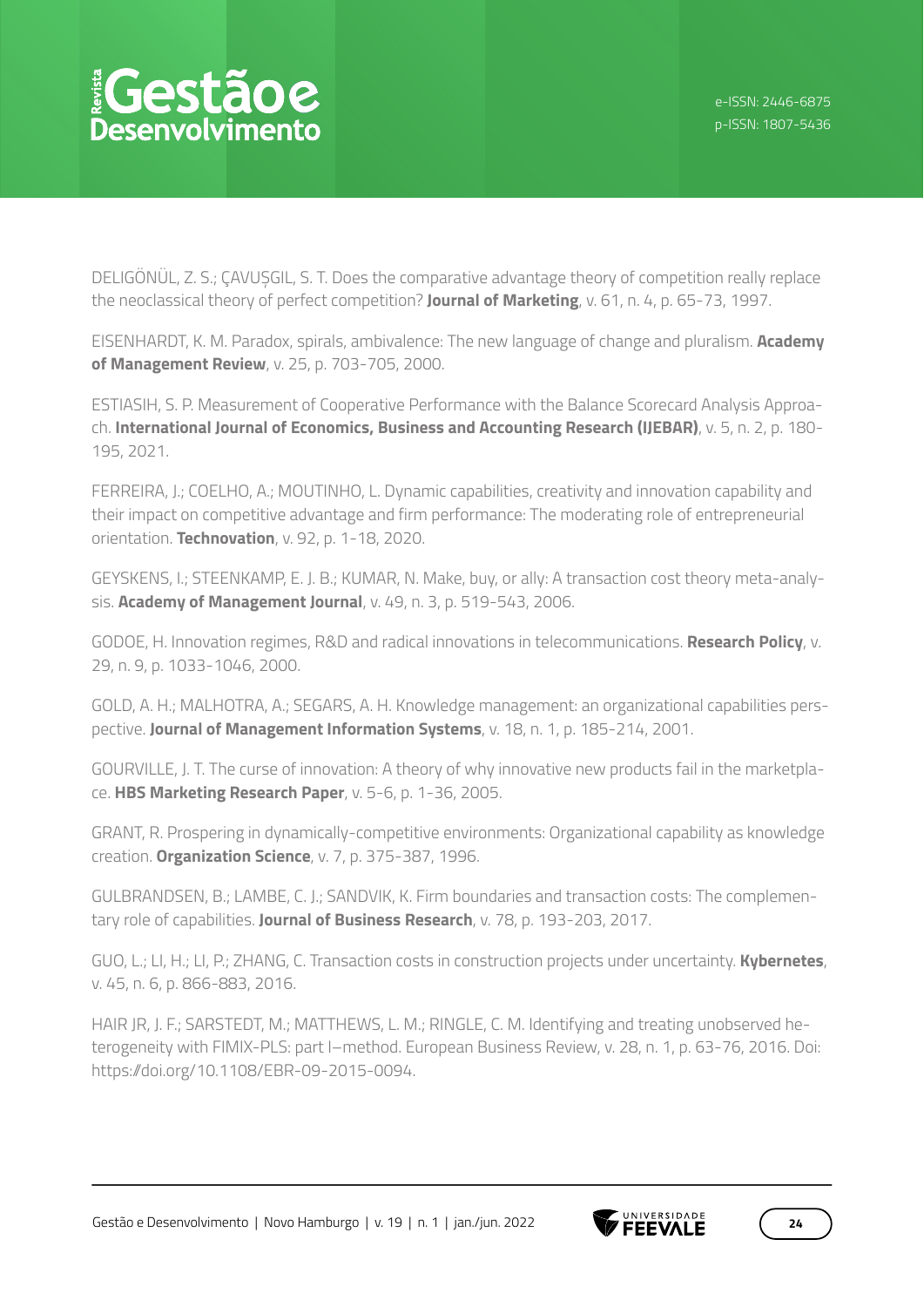DELIGÖNÜL, Z. S.; ÇAVUŞGIL, S. T. Does the comparative advantage theory of competition really replace the neoclassical theory of perfect competition? **Journal of Marketing**, v. 61, n. 4, p. 65-73, 1997.

EISENHARDT, K. M. Paradox, spirals, ambivalence: The new language of change and pluralism. **Academy of Management Review**, v. 25, p. 703-705, 2000.

ESTIASIH, S. P. Measurement of Cooperative Performance with the Balance Scorecard Analysis Approach. **International Journal of Economics, Business and Accounting Research (IJEBAR)**, v. 5, n. 2, p. 180-195, 2021.

FERREIRA, J.; COELHO, A.; MOUTINHO, L. Dynamic capabilities, creativity and innovation capability and their impact on competitive advantage and firm performance: The moderating role of entrepreneurial orientation. **Technovation**, v. 92, p. 1-18, 2020.

GEYSKENS, I.; STEENKAMP, E. J. B.; KUMAR, N. Make, buy, or ally: A transaction cost theory meta-analysis. **Academy of Management Journal**, v. 49, n. 3, p. 519-543, 2006.

GODOE, H. Innovation regimes, R&D and radical innovations in telecommunications. **Research Policy**, v. 29, n. 9, p. 1033-1046, 2000.

GOLD, A. H.; MALHOTRA, A.; SEGARS, A. H. Knowledge management: an organizational capabilities perspective. **Journal of Management Information Systems**, v. 18, n. 1, p. 185-214, 2001.

GOURVILLE, J. T. The curse of innovation: A theory of why innovative new products fail in the marketplace. **HBS Marketing Research Paper**, v. 5-6, p. 1-36, 2005.

GRANT, R. Prospering in dynamically-competitive environments: Organizational capability as knowledge creation. **Organization Science**, v. 7, p. 375-387, 1996.

GULBRANDSEN, B.; LAMBE, C. J.; SANDVIK, K. Firm boundaries and transaction costs: The complementary role of capabilities. **Journal of Business Research**, v. 78, p. 193-203, 2017.

GUO, L.; LI, H.; LI, P.; ZHANG, C. Transaction costs in construction projects under uncertainty. **Kybernetes**, v. 45, n. 6, p. 866-883, 2016.

HAIR JR, J. F.; SARSTEDT, M.; MATTHEWS, L. M.; RINGLE, C. M. Identifying and treating unobserved heterogeneity with FIMIX-PLS: part I–method. European Business Review, v. 28, n. 1, p. 63-76, 2016. Doi: https://doi.org/10.1108/EBR-09-2015-0094.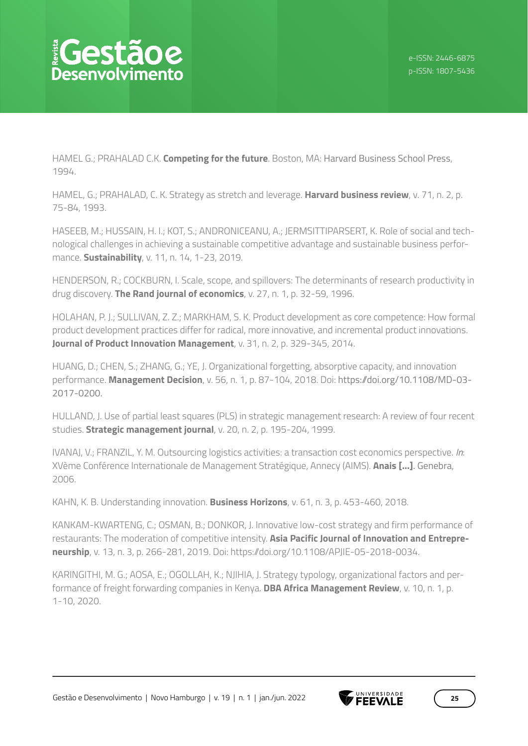HAMEL G.; PRAHALAD C.K. **Competing for the future**. Boston, MA: Harvard Business School Press, 1994.

HAMEL, G.; PRAHALAD, C. K. Strategy as stretch and leverage. **Harvard business review**, v. 71, n. 2, p. 75-84, 1993.

HASEEB, M.; HUSSAIN, H. I.; KOT, S.; ANDRONICEANU, A.; JERMSITTIPARSERT, K. Role of social and technological challenges in achieving a sustainable competitive advantage and sustainable business performance. **Sustainability**, v. 11, n. 14, 1-23, 2019.

HENDERSON, R.; COCKBURN, I. Scale, scope, and spillovers: The determinants of research productivity in drug discovery. **The Rand journal of economics**, v. 27, n. 1, p. 32-59, 1996.

HOLAHAN, P. J.; SULLIVAN, Z. Z.; MARKHAM, S. K. Product development as core competence: How formal product development practices differ for radical, more innovative, and incremental product innovations. **Journal of Product Innovation Management**, v. 31, n. 2, p. 329-345, 2014.

HUANG, D.; CHEN, S.; ZHANG, G.; YE, J. Organizational forgetting, absorptive capacity, and innovation performance. **Management Decision**, v. 56, n. 1, p. 87-104, 2018. Doi: https://doi.org/10.1108/MD-03-2017-0200.

HULLAND, J. Use of partial least squares (PLS) in strategic management research: A review of four recent studies. **Strategic management journal**, v. 20, n. 2, p. 195-204, 1999.

IVANAJ, V.; FRANZIL, Y. M. Outsourcing logistics activities: a transaction cost economics perspective. *In*: XVème Conférence Internationale de Management Stratégique, Annecy (AIMS). **Anais [...]**. Genebra, 2006.

KAHN, K. B. Understanding innovation. **Business Horizons**, v. 61, n. 3, p. 453-460, 2018.

KANKAM-KWARTENG, C.; OSMAN, B.; DONKOR, J. Innovative low-cost strategy and firm performance of restaurants: The moderation of competitive intensity. **Asia Pacific Journal of Innovation and Entrepreneurship**, v. 13, n. 3, p. 266-281, 2019. Doi: https://doi.org/10.1108/APJIE-05-2018-0034.

KARINGITHI, M. G.; AOSA, E.; OGOLLAH, K.; NJIHIA, J. Strategy typology, organizational factors and performance of freight forwarding companies in Kenya. **DBA Africa Management Review**, v. 10, n. 1, p. 1-10, 2020.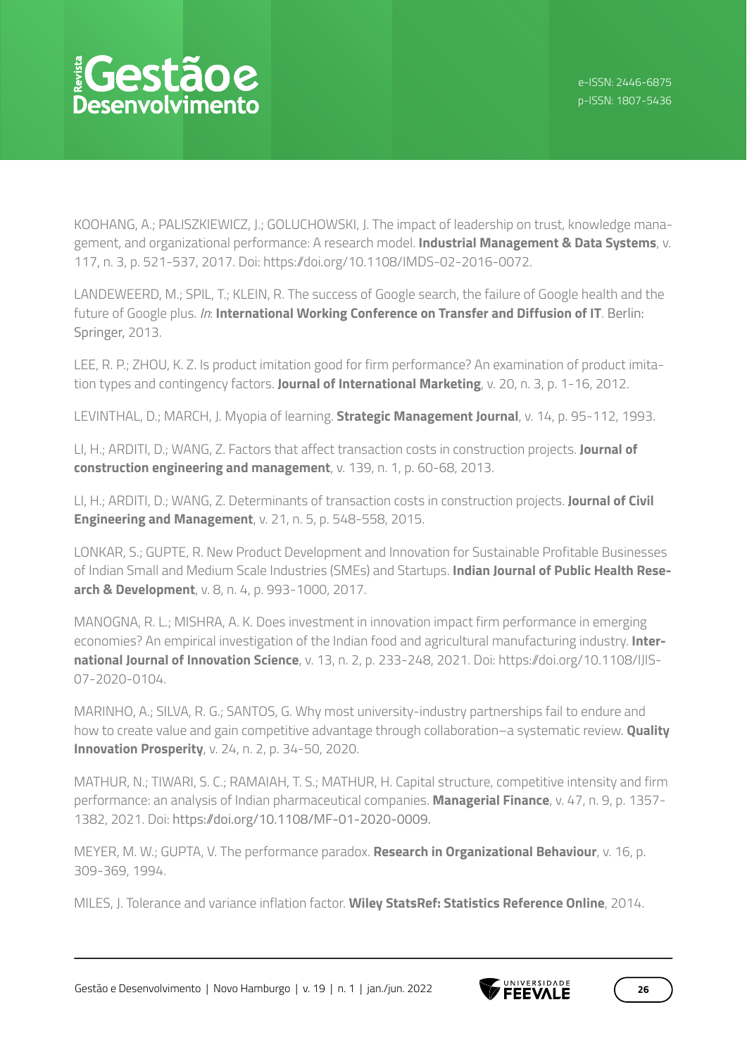KOOHANG, A.; PALISZKIEWICZ, J.; GOLUCHOWSKI, J. The impact of leadership on trust, knowledge management, and organizational performance: A research model. **Industrial Management & Data Systems**, v. 117, n. 3, p. 521-537, 2017. Doi: https://doi.org/10.1108/IMDS-02-2016-0072.

LANDEWEERD, M.; SPIL, T.; KLEIN, R. The success of Google search, the failure of Google health and the future of Google plus. *In*: **International Working Conference on Transfer and Diffusion of IT**. Berlin: Springer, 2013.

LEE, R. P.; ZHOU, K. Z. Is product imitation good for firm performance? An examination of product imitation types and contingency factors. **Journal of International Marketing**, v. 20, n. 3, p. 1-16, 2012.

LEVINTHAL, D.; MARCH, J. Myopia of learning. **Strategic Management Journal**, v. 14, p. 95-112, 1993.

LI, H.; ARDITI, D.; WANG, Z. Factors that affect transaction costs in construction projects. **Journal of construction engineering and management**, v. 139, n. 1, p. 60-68, 2013.

LI, H.; ARDITI, D.; WANG, Z. Determinants of transaction costs in construction projects. **Journal of Civil Engineering and Management**, v. 21, n. 5, p. 548-558, 2015.

LONKAR, S.; GUPTE, R. New Product Development and Innovation for Sustainable Profitable Businesses of Indian Small and Medium Scale Industries (SMEs) and Startups. **Indian Journal of Public Health Research & Development**, v. 8, n. 4, p. 993-1000, 2017.

MANOGNA, R. L.; MISHRA, A. K. Does investment in innovation impact firm performance in emerging economies? An empirical investigation of the Indian food and agricultural manufacturing industry. **International Journal of Innovation Science**, v. 13, n. 2, p. 233-248, 2021. Doi: https://doi.org/10.1108/IJIS-07-2020-0104.

MARINHO, A.; SILVA, R. G.; SANTOS, G. Why most university-industry partnerships fail to endure and how to create value and gain competitive advantage through collaboration–a systematic review. **Quality Innovation Prosperity**, v. 24, n. 2, p. 34-50, 2020.

MATHUR, N.; TIWARI, S. C.; RAMAIAH, T. S.; MATHUR, H. Capital structure, competitive intensity and firm performance: an analysis of Indian pharmaceutical companies. **Managerial Finance**, v. 47, n. 9, p. 1357-1382, 2021. Doi: https://doi.org/10.1108/MF-01-2020-0009.

MEYER, M. W.; GUPTA, V. The performance paradox. **Research in Organizational Behaviour**, v. 16, p. 309-369, 1994.

MILES, J. Tolerance and variance inflation factor. **Wiley StatsRef: Statistics Reference Online**, 2014.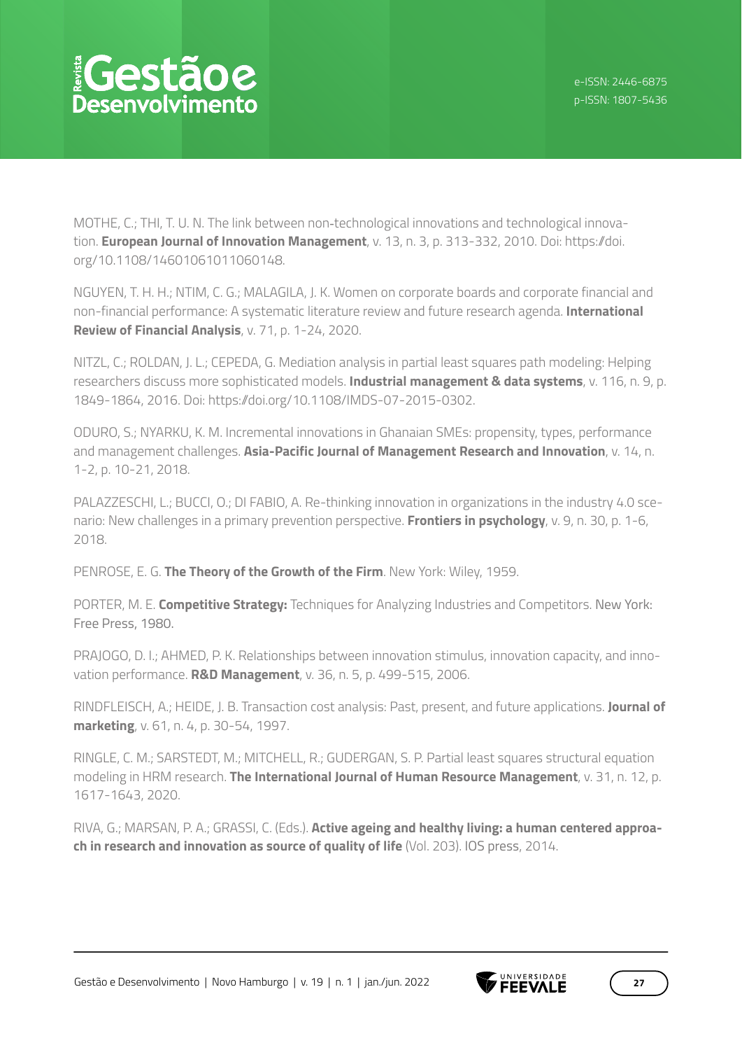MOTHE, C.; THI, T. U. N. The link between non-technological innovations and technological innovation. **European Journal of Innovation Management**, v. 13, n. 3, p. 313-332, 2010. Doi: https://doi.org/10.1108/14601061011060148.

NGUYEN, T. H. H.; NTIM, C. G.; MALAGILA, J. K. Women on corporate boards and corporate financial and non-financial performance: A systematic literature review and future research agenda. **International Review of Financial Analysis**, v. 71, p. 1-24, 2020.

NITZL, C.; ROLDAN, J. L.; CEPEDA, G. Mediation analysis in partial least squares path modeling: Helping researchers discuss more sophisticated models. **Industrial management & data systems**, v. 116, n. 9, p. 1849-1864, 2016. Doi: https://doi.org/10.1108/IMDS-07-2015-0302.

ODURO, S.; NYARKU, K. M. Incremental innovations in Ghanaian SMEs: propensity, types, performance and management challenges. **Asia-Pacific Journal of Management Research and Innovation**, v. 14, n. 1-2, p. 10-21, 2018.

PALAZZESCHI, L.; BUCCI, O.; DI FABIO, A. Re-thinking innovation in organizations in the industry 4.0 scenario: New challenges in a primary prevention perspective. **Frontiers in psychology**, v. 9, n. 30, p. 1-6, 2018.

PENROSE, E. G. **The Theory of the Growth of the Firm**. New York: Wiley, 1959.

PORTER, M. E. **Competitive Strategy:** Techniques for Analyzing Industries and Competitors. New York: Free Press, 1980.

PRAJOGO, D. I.; AHMED, P. K. Relationships between innovation stimulus, innovation capacity, and innovation performance. **R&D Management**, v. 36, n. 5, p. 499-515, 2006.

RINDFLEISCH, A.; HEIDE, J. B. Transaction cost analysis: Past, present, and future applications. **Journal of marketing**, v. 61, n. 4, p. 30-54, 1997.

RINGLE, C. M.; SARSTEDT, M.; MITCHELL, R.; GUDERGAN, S. P. Partial least squares structural equation modeling in HRM research. **The International Journal of Human Resource Management**, v. 31, n. 12, p. 1617-1643, 2020.

RIVA, G.; MARSAN, P. A.; GRASSI, C. (Eds.). **Active ageing and healthy living: a human centered approach in research and innovation as source of quality of life** (Vol. 203). IOS press, 2014.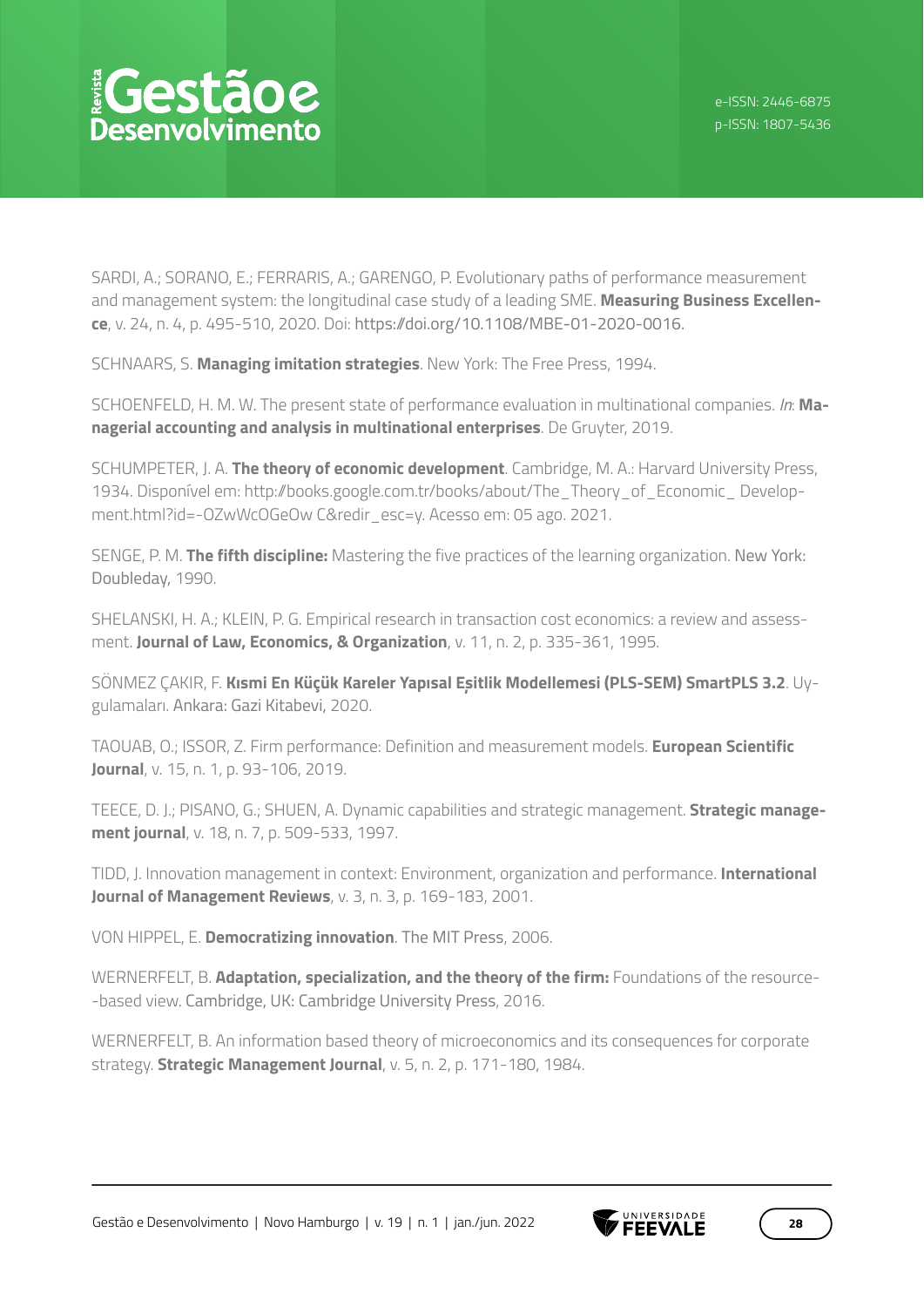SARDI, A.; SORANO, E.; FERRARIS, A.; GARENGO, P. Evolutionary paths of performance measurement and management system: the longitudinal case study of a leading SME. **Measuring Business Excellence**, v. 24, n. 4, p. 495-510, 2020. Doi: https://doi.org/10.1108/MBE-01-2020-0016.

SCHNAARS, S. **Managing imitation strategies**. New York: The Free Press, 1994.

SCHOENFELD, H. M. W. The present state of performance evaluation in multinational companies. *In*: **Managerial accounting and analysis in multinational enterprises**. De Gruyter, 2019.

SCHUMPETER, J. A. **The theory of economic development**. Cambridge, M. A.: Harvard University Press, 1934. Disponível em: http://books.google.com.tr/books/about/The_Theory_of_Economic_ Development.html?id=-OZwWcOGeOw C&redir_esc=y. Acesso em: 05 ago. 2021.

SENGE, P. M. **The fifth discipline:** Mastering the five practices of the learning organization. New York: Doubleday, 1990.

SHELANSKI, H. A.; KLEIN, P. G. Empirical research in transaction cost economics: a review and assessment. **Journal of Law, Economics, & Organization**, v. 11, n. 2, p. 335-361, 1995.

SÖNMEZ ÇAKIR, F. **Kısmi En Küçük Kareler Yapısal Eşitlik Modellemesi (PLS-SEM) SmartPLS 3.2**. Uygulamaları. Ankara: Gazi Kitabevi, 2020.

TAOUAB, O.; ISSOR, Z. Firm performance: Definition and measurement models. **European Scientific Journal**, v. 15, n. 1, p. 93-106, 2019.

TEECE, D. J.; PISANO, G.; SHUEN, A. Dynamic capabilities and strategic management. **Strategic management journal**, v. 18, n. 7, p. 509-533, 1997.

TIDD, J. Innovation management in context: Environment, organization and performance. **International Journal of Management Reviews**, v. 3, n. 3, p. 169-183, 2001.

VON HIPPEL, E. **Democratizing innovation**. The MIT Press, 2006.

WERNERFELT, B. **Adaptation, specialization, and the theory of the firm:** Foundations of the resource-based view. Cambridge, UK: Cambridge University Press, 2016.

WERNERFELT, B. An information based theory of microeconomics and its consequences for corporate strategy. **Strategic Management Journal**, v. 5, n. 2, p. 171-180, 1984.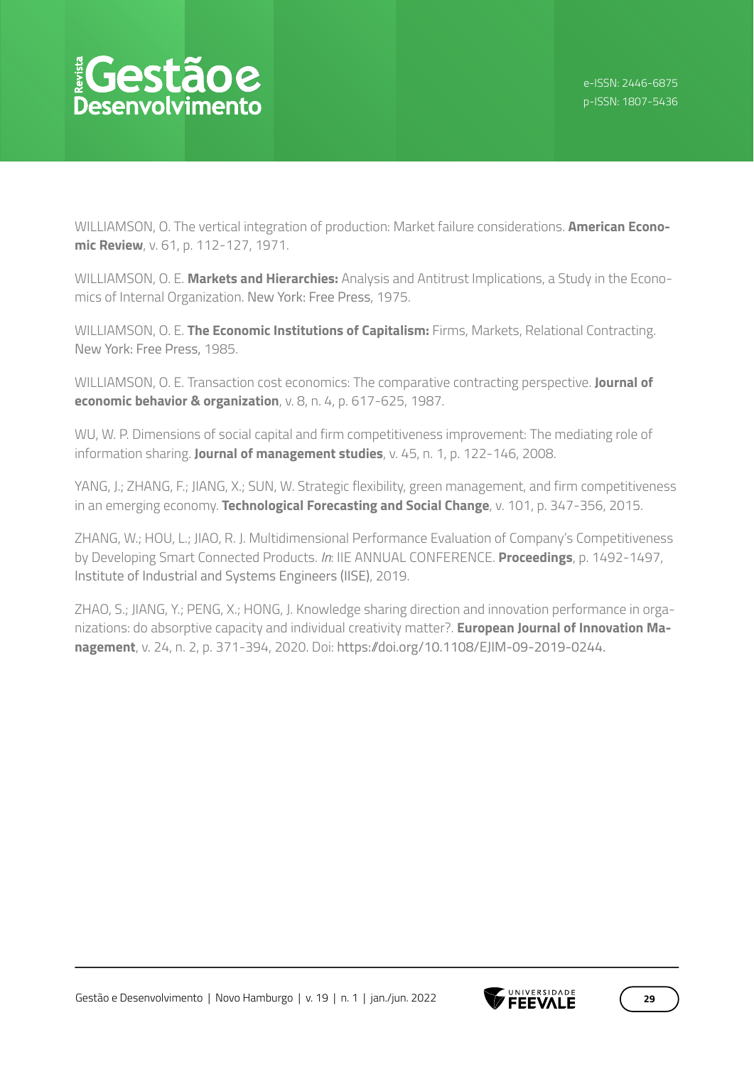WILLIAMSON, O. The vertical integration of production: Market failure considerations. **American Economic Review**, v. 61, p. 112-127, 1971.

WILLIAMSON, O. E. **Markets and Hierarchies:** Analysis and Antitrust Implications, a Study in the Economics of Internal Organization. New York: Free Press, 1975.

WILLIAMSON, O. E. **The Economic Institutions of Capitalism:** Firms, Markets, Relational Contracting. New York: Free Press, 1985.

WILLIAMSON, O. E. Transaction cost economics: The comparative contracting perspective. **Journal of economic behavior & organization**, v. 8, n. 4, p. 617-625, 1987.

WU, W. P. Dimensions of social capital and firm competitiveness improvement: The mediating role of information sharing. **Journal of management studies**, v. 45, n. 1, p. 122-146, 2008.

YANG, J.; ZHANG, F.; JIANG, X.; SUN, W. Strategic flexibility, green management, and firm competitiveness in an emerging economy. **Technological Forecasting and Social Change**, v. 101, p. 347-356, 2015.

ZHANG, W.; HOU, L.; JIAO, R. J. Multidimensional Performance Evaluation of Company's Competitiveness by Developing Smart Connected Products. *In*: IIE ANNUAL CONFERENCE. **Proceedings**, p. 1492-1497, Institute of Industrial and Systems Engineers (IISE), 2019.

ZHAO, S.; JIANG, Y.; PENG, X.; HONG, J. Knowledge sharing direction and innovation performance in organizations: do absorptive capacity and individual creativity matter?. **European Journal of Innovation Management**, v. 24, n. 2, p. 371-394, 2020. Doi: https://doi.org/10.1108/EJIM-09-2019-0244.